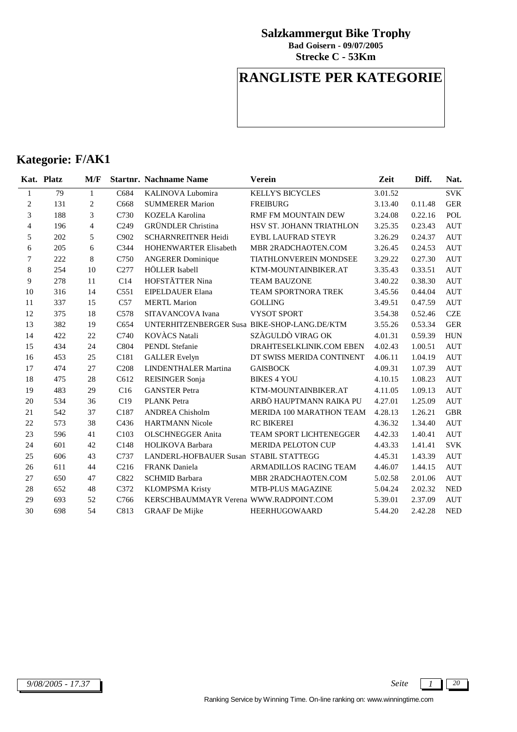**Salzkammergut Bike Trophy**
**Bad Goisern - 09/07/2005**
**Strecke C - 53Km**

# RANGLISTE PER KATEGORIE

## Kategorie: F/AK1

| Kat. | Platz | M/F | Startnr. | Nachname Name | Verein | Zeit | Diff. | Nat. |
|---|---|---|---|---|---|---|---|---|
| 1 | 79 | 1 | C684 | KALINOVA Lubomira | KELLY'S BICYCLES | 3.01.52 | | SVK |
| 2 | 131 | 2 | C668 | SUMMERER Marion | FREIBURG | 3.13.40 | 0.11.48 | GER |
| 3 | 188 | 3 | C730 | KOZELA Karolina | RMF FM MOUNTAIN DEW | 3.24.08 | 0.22.16 | POL |
| 4 | 196 | 4 | C249 | GRÜNDLER Christina | HSV ST. JOHANN TRIATHLON | 3.25.35 | 0.23.43 | AUT |
| 5 | 202 | 5 | C902 | SCHARNREITNER Heidi | EYBL LAUFRAD STEYR | 3.26.29 | 0.24.37 | AUT |
| 6 | 205 | 6 | C344 | HOHENWARTER Elisabeth | MBR 2RADCHAOTEN.COM | 3.26.45 | 0.24.53 | AUT |
| 7 | 222 | 8 | C750 | ANGERER Dominique | TIATHLONVEREIN MONDSEE | 3.29.22 | 0.27.30 | AUT |
| 8 | 254 | 10 | C277 | HÖLLER Isabell | KTM-MOUNTAINBIKER.AT | 3.35.43 | 0.33.51 | AUT |
| 9 | 278 | 11 | C14 | HOFSTÄTTER Nina | TEAM BAUZONE | 3.40.22 | 0.38.30 | AUT |
| 10 | 316 | 14 | C551 | EIPELDAUER Elana | TEAM SPORTNORA TREK | 3.45.56 | 0.44.04 | AUT |
| 11 | 337 | 15 | C57 | MERTL Marion | GOLLING | 3.49.51 | 0.47.59 | AUT |
| 12 | 375 | 18 | C578 | SITAVANCOVA Ivana | VYSOT SPORT | 3.54.38 | 0.52.46 | CZE |
| 13 | 382 | 19 | C654 | UNTERHITZENBERGER Susa | BIKE-SHOP-LANG.DE/KTM | 3.55.26 | 0.53.34 | GER |
| 14 | 422 | 22 | C740 | KOVÀCS Natali | SZÀGULDÒ VIRAG OK | 4.01.31 | 0.59.39 | HUN |
| 15 | 434 | 24 | C804 | PENDL Stefanie | DRAHTESELKLINIK.COM EBEN | 4.02.43 | 1.00.51 | AUT |
| 16 | 453 | 25 | C181 | GALLER Evelyn | DT SWISS MERIDA CONTINENT | 4.06.11 | 1.04.19 | AUT |
| 17 | 474 | 27 | C208 | LINDENTHALER Martina | GAISBOCK | 4.09.31 | 1.07.39 | AUT |
| 18 | 475 | 28 | C612 | REISINGER Sonja | BIKES 4 YOU | 4.10.15 | 1.08.23 | AUT |
| 19 | 483 | 29 | C16 | GANSTER Petra | KTM-MOUNTAINBIKER.AT | 4.11.05 | 1.09.13 | AUT |
| 20 | 534 | 36 | C19 | PLANK Petra | ARBÖ HAUPTMANN RAIKA PU | 4.27.01 | 1.25.09 | AUT |
| 21 | 542 | 37 | C187 | ANDREA Chisholm | MERIDA 100 MARATHON TEAM | 4.28.13 | 1.26.21 | GBR |
| 22 | 573 | 38 | C436 | HARTMANN Nicole | RC BIKEREI | 4.36.32 | 1.34.40 | AUT |
| 23 | 596 | 41 | C103 | OLSCHNEGGER Anita | TEAM SPORT LICHTENEGGER | 4.42.33 | 1.40.41 | AUT |
| 24 | 601 | 42 | C148 | HOLIKOVA Barbara | MERIDA PELOTON CUP | 4.43.33 | 1.41.41 | SVK |
| 25 | 606 | 43 | C737 | LANDERL-HOFBAUER Susan | STABIL STATTEGG | 4.45.31 | 1.43.39 | AUT |
| 26 | 611 | 44 | C216 | FRANK Daniela | ARMADILLOS RACING TEAM | 4.46.07 | 1.44.15 | AUT |
| 27 | 650 | 47 | C822 | SCHMID Barbara | MBR 2RADCHAOTEN.COM | 5.02.58 | 2.01.06 | AUT |
| 28 | 652 | 48 | C372 | KLOMPSMA Kristy | MTB-PLUS MAGAZINE | 5.04.24 | 2.02.32 | NED |
| 29 | 693 | 52 | C766 | KERSCHBAUMMAYR Verena | WWW.RADPOINT.COM | 5.39.01 | 2.37.09 | AUT |
| 30 | 698 | 54 | C813 | GRAAF De Mijke | HEERHUGOWAARD | 5.44.20 | 2.42.28 | NED |

*9/08/2005 - 17.37*

Ranking Service by Winning Time. On-line ranking on: www.winningtime.com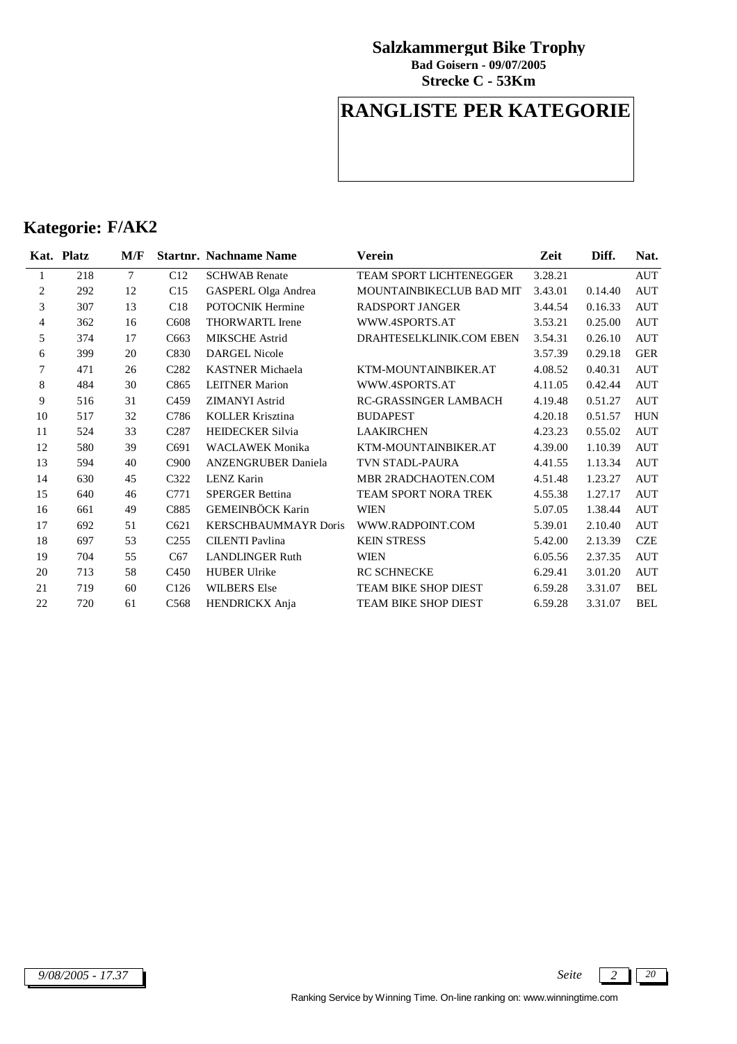**Salzkammergut Bike Trophy**
**Bad Goisern - 09/07/2005**
**Strecke C - 53Km**

# RANGLISTE PER KATEGORIE

## Kategorie: F/AK2

| Kat. | Platz | M/F | Startnr. | Nachname Name | Verein | Zeit | Diff. | Nat. |
|---|---|---|---|---|---|---|---|---|
| 1 | 218 | 7 | C12 | SCHWAB Renate | TEAM SPORT LICHTENEGGER | 3.28.21 | | AUT |
| 2 | 292 | 12 | C15 | GASPERL Olga Andrea | MOUNTAINBIKECLUB BAD MIT | 3.43.01 | 0.14.40 | AUT |
| 3 | 307 | 13 | C18 | POTOCNIK Hermine | RADSPORT JANGER | 3.44.54 | 0.16.33 | AUT |
| 4 | 362 | 16 | C608 | THORWARTL Irene | WWW.4SPORTS.AT | 3.53.21 | 0.25.00 | AUT |
| 5 | 374 | 17 | C663 | MIKSCHE Astrid | DRAHTESELKLINIK.COM EBEN | 3.54.31 | 0.26.10 | AUT |
| 6 | 399 | 20 | C830 | DARGEL Nicole | | 3.57.39 | 0.29.18 | GER |
| 7 | 471 | 26 | C282 | KASTNER Michaela | KTM-MOUNTAINBIKER.AT | 4.08.52 | 0.40.31 | AUT |
| 8 | 484 | 30 | C865 | LEITNER Marion | WWW.4SPORTS.AT | 4.11.05 | 0.42.44 | AUT |
| 9 | 516 | 31 | C459 | ZIMANYI Astrid | RC-GRASSINGER LAMBACH | 4.19.48 | 0.51.27 | AUT |
| 10 | 517 | 32 | C786 | KOLLER Krisztina | BUDAPEST | 4.20.18 | 0.51.57 | HUN |
| 11 | 524 | 33 | C287 | HEIDECKER Silvia | LAAKIRCHEN | 4.23.23 | 0.55.02 | AUT |
| 12 | 580 | 39 | C691 | WACLAWEK Monika | KTM-MOUNTAINBIKER.AT | 4.39.00 | 1.10.39 | AUT |
| 13 | 594 | 40 | C900 | ANZENGRUBER Daniela | TVN STADL-PAURA | 4.41.55 | 1.13.34 | AUT |
| 14 | 630 | 45 | C322 | LENZ Karin | MBR 2RADCHAOTEN.COM | 4.51.48 | 1.23.27 | AUT |
| 15 | 640 | 46 | C771 | SPERGER Bettina | TEAM SPORT NORA TREK | 4.55.38 | 1.27.17 | AUT |
| 16 | 661 | 49 | C885 | GEMEINBÖCK Karin | WIEN | 5.07.05 | 1.38.44 | AUT |
| 17 | 692 | 51 | C621 | KERSCHBAUMMAYR Doris | WWW.RADPOINT.COM | 5.39.01 | 2.10.40 | AUT |
| 18 | 697 | 53 | C255 | CILENTI Pavlina | KEIN STRESS | 5.42.00 | 2.13.39 | CZE |
| 19 | 704 | 55 | C67 | LANDLINGER Ruth | WIEN | 6.05.56 | 2.37.35 | AUT |
| 20 | 713 | 58 | C450 | HUBER Ulrike | RC SCHNECKE | 6.29.41 | 3.01.20 | AUT |
| 21 | 719 | 60 | C126 | WILBERS Else | TEAM BIKE SHOP DIEST | 6.59.28 | 3.31.07 | BEL |
| 22 | 720 | 61 | C568 | HENDRICKX Anja | TEAM BIKE SHOP DIEST | 6.59.28 | 3.31.07 | BEL |

*9/08/2005 - 17.37*

Ranking Service by Winning Time. On-line ranking on: www.winningtime.com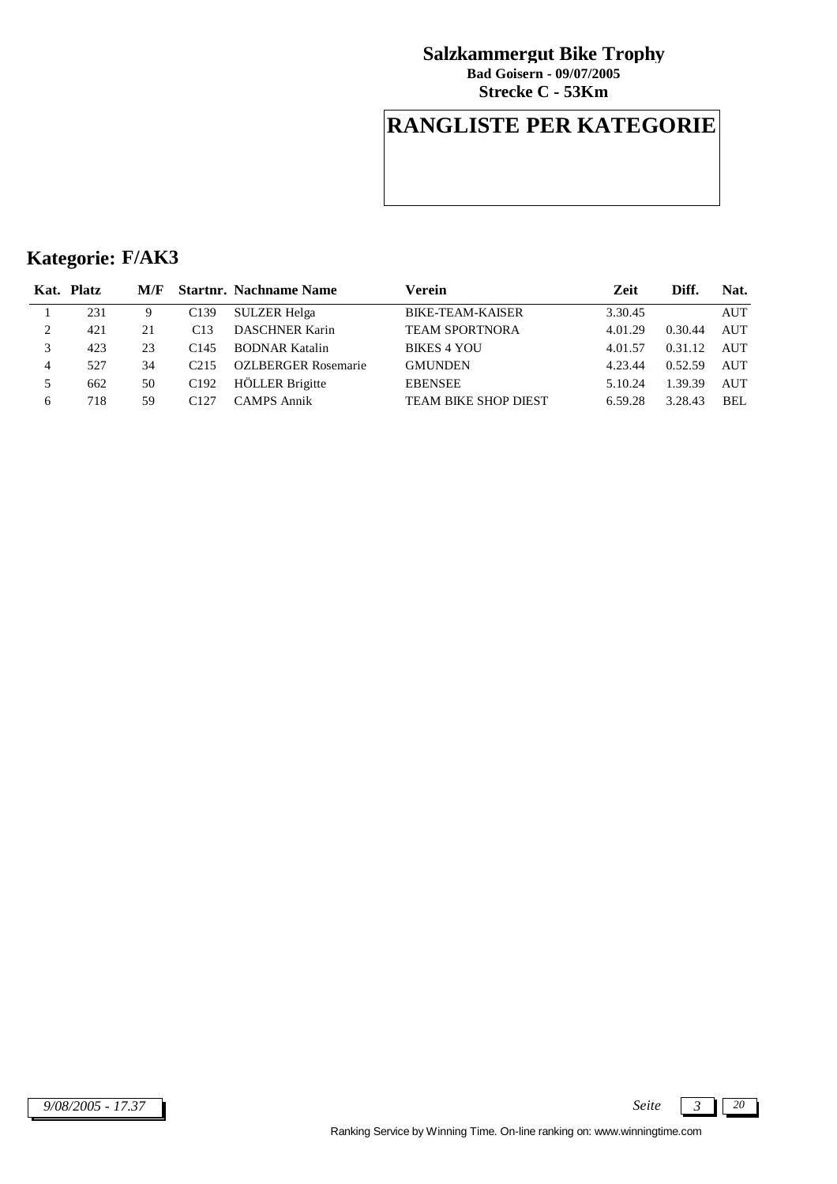**Salzkammergut Bike Trophy**

**Bad Goisern - 09/07/2005**

**Strecke C - 53Km**

# RANGLISTE PER KATEGORIE

## Kategorie: F/AK3

| Kat. | Platz | M/F | Startnr. | Nachname Name | Verein | Zeit | Diff. | Nat. |
|---|---|---|---|---|---|---|---|---|
| 1 | 231 | 9 | C139 | SULZER Helga | BIKE-TEAM-KAISER | 3.30.45 | | AUT |
| 2 | 421 | 21 | C13 | DASCHNER Karin | TEAM SPORTNORA | 4.01.29 | 0.30.44 | AUT |
| 3 | 423 | 23 | C145 | BODNAR Katalin | BIKES 4 YOU | 4.01.57 | 0.31.12 | AUT |
| 4 | 527 | 34 | C215 | OZLBERGER Rosemarie | GMUNDEN | 4.23.44 | 0.52.59 | AUT |
| 5 | 662 | 50 | C192 | HÖLLER Brigitte | EBENSEE | 5.10.24 | 1.39.39 | AUT |
| 6 | 718 | 59 | C127 | CAMPS Annik | TEAM BIKE SHOP DIEST | 6.59.28 | 3.28.43 | BEL |

*9/08/2005 - 17.37*

Ranking Service by Winning Time. On-line ranking on: www.winningtime.com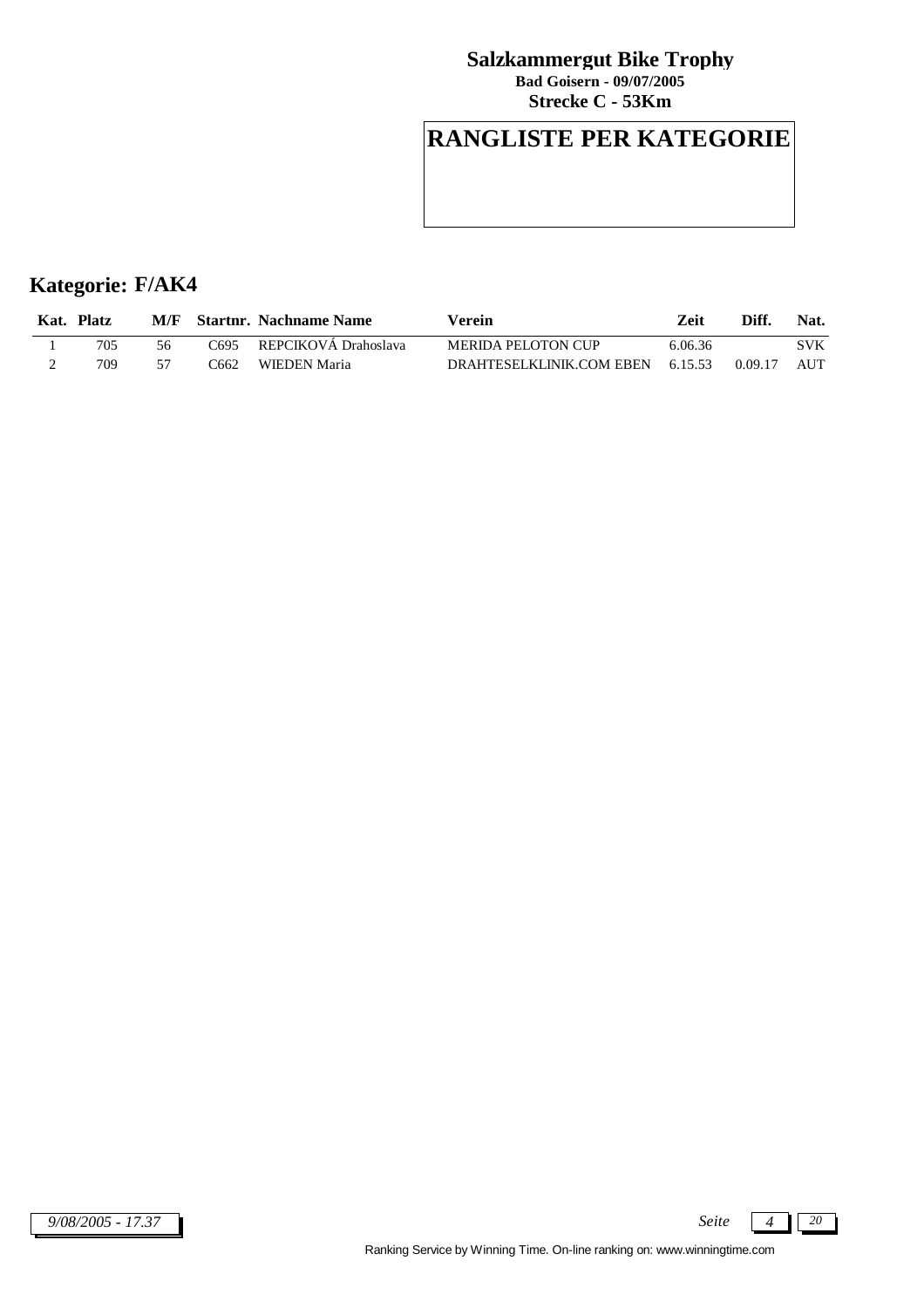**Salzkammergut Bike Trophy**
**Bad Goisern - 09/07/2005**
**Strecke C - 53Km**

# RANGLISTE PER KATEGORIE

## Kategorie: F/AK4

| Kat. | Platz | M/F | Startnr. | Nachname Name | Verein | Zeit | Diff. | Nat. |
|---|---|---|---|---|---|---|---|---|
| 1 | 705 | 56 | C695 | REPCIKOVÁ Drahoslava | MERIDA PELOTON CUP | 6.06.36 | | SVK |
| 2 | 709 | 57 | C662 | WIEDEN Maria | DRAHTESELKLINIK.COM EBEN | 6.15.53 | 0.09.17 | AUT |

*9/08/2005 - 17.37*

Ranking Service by Winning Time. On-line ranking on: www.winningtime.com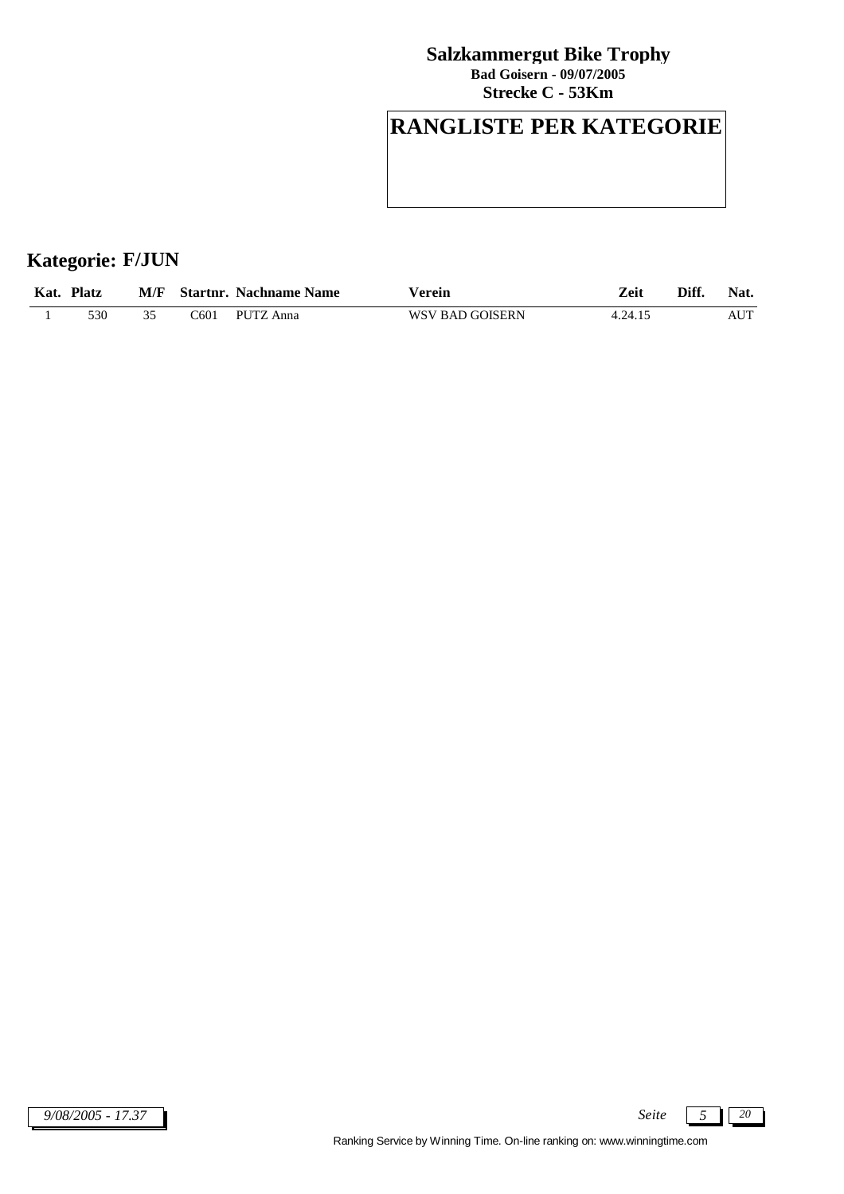**Salzkammergut Bike Trophy**
**Bad Goisern - 09/07/2005**
**Strecke C - 53Km**

# RANGLISTE PER KATEGORIE

## Kategorie: F/JUN

| Kat. | Platz | M/F | Startnr. | Nachname Name | Verein | Zeit | Diff. | Nat. |
|---|---|---|---|---|---|---|---|---|
| 1 | 530 | 35 | C601 | PUTZ Anna | WSV BAD GOISERN | 4.24.15 | | AUT |

*9/08/2005 - 17.37*

Ranking Service by Winning Time. On-line ranking on: www.winningtime.com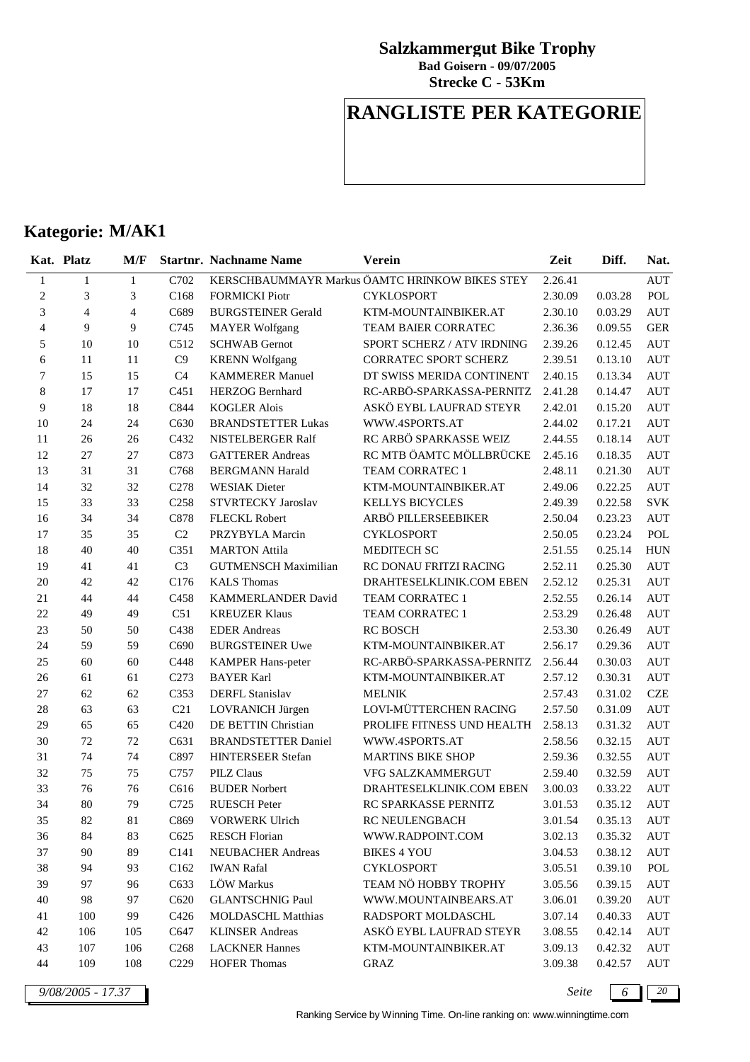**Salzkammergut Bike Trophy**
**Bad Goisern - 09/07/2005**
**Strecke C - 53Km**

# RANGLISTE PER KATEGORIE

## Kategorie: M/AK1

| Kat. | Platz | M/F | Startnr. | Nachname Name | Verein | Zeit | Diff. | Nat. |
|---|---|---|---|---|---|---|---|---|
| 1 | 1 | 1 | C702 | KERSCHBAUMMAYR Markus | ÖAMTC HRINKOW BIKES STEY | 2.26.41 | | AUT |
| 2 | 3 | 3 | C168 | FORMICKI Piotr | CYKLOSPORT | 2.30.09 | 0.03.28 | POL |
| 3 | 4 | 4 | C689 | BURGSTEINER Gerald | KTM-MOUNTAINBIKER.AT | 2.30.10 | 0.03.29 | AUT |
| 4 | 9 | 9 | C745 | MAYER Wolfgang | TEAM BAIER CORRATEC | 2.36.36 | 0.09.55 | GER |
| 5 | 10 | 10 | C512 | SCHWAB Gernot | SPORT SCHERZ / ATV IRDNING | 2.39.26 | 0.12.45 | AUT |
| 6 | 11 | 11 | C9 | KRENN Wolfgang | CORRATEC SPORT SCHERZ | 2.39.51 | 0.13.10 | AUT |
| 7 | 15 | 15 | C4 | KAMMERER Manuel | DT SWISS MERIDA CONTINENT | 2.40.15 | 0.13.34 | AUT |
| 8 | 17 | 17 | C451 | HERZOG Bernhard | RC-ARBÖ-SPARKASSA-PERNITZ | 2.41.28 | 0.14.47 | AUT |
| 9 | 18 | 18 | C844 | KOGLER Alois | ASKÖ EYBL LAUFRAD STEYR | 2.42.01 | 0.15.20 | AUT |
| 10 | 24 | 24 | C630 | BRANDSTETTER Lukas | WWW.4SPORTS.AT | 2.44.02 | 0.17.21 | AUT |
| 11 | 26 | 26 | C432 | NISTELBERGER Ralf | RC ARBÖ SPARKASSE WEIZ | 2.44.55 | 0.18.14 | AUT |
| 12 | 27 | 27 | C873 | GATTERER Andreas | RC MTB ÖAMTC MÖLLBRÜCKE | 2.45.16 | 0.18.35 | AUT |
| 13 | 31 | 31 | C768 | BERGMANN Harald | TEAM CORRATEC 1 | 2.48.11 | 0.21.30 | AUT |
| 14 | 32 | 32 | C278 | WESIAK Dieter | KTM-MOUNTAINBIKER.AT | 2.49.06 | 0.22.25 | AUT |
| 15 | 33 | 33 | C258 | STVRTECKY Jaroslav | KELLYS BICYCLES | 2.49.39 | 0.22.58 | SVK |
| 16 | 34 | 34 | C878 | FLECKL Robert | ARBÖ PILLERSEEBIKER | 2.50.04 | 0.23.23 | AUT |
| 17 | 35 | 35 | C2 | PRZYBYLA Marcin | CYKLOSPORT | 2.50.05 | 0.23.24 | POL |
| 18 | 40 | 40 | C351 | MARTON Attila | MEDITECH SC | 2.51.55 | 0.25.14 | HUN |
| 19 | 41 | 41 | C3 | GUTMENSCH Maximilian | RC DONAU FRITZI RACING | 2.52.11 | 0.25.30 | AUT |
| 20 | 42 | 42 | C176 | KALS Thomas | DRAHTESELKLINIK.COM EBEN | 2.52.12 | 0.25.31 | AUT |
| 21 | 44 | 44 | C458 | KAMMERLANDER David | TEAM CORRATEC 1 | 2.52.55 | 0.26.14 | AUT |
| 22 | 49 | 49 | C51 | KREUZER Klaus | TEAM CORRATEC 1 | 2.53.29 | 0.26.48 | AUT |
| 23 | 50 | 50 | C438 | EDER Andreas | RC BOSCH | 2.53.30 | 0.26.49 | AUT |
| 24 | 59 | 59 | C690 | BURGSTEINER Uwe | KTM-MOUNTAINBIKER.AT | 2.56.17 | 0.29.36 | AUT |
| 25 | 60 | 60 | C448 | KAMPER Hans-peter | RC-ARBÖ-SPARKASSA-PERNITZ | 2.56.44 | 0.30.03 | AUT |
| 26 | 61 | 61 | C273 | BAYER Karl | KTM-MOUNTAINBIKER.AT | 2.57.12 | 0.30.31 | AUT |
| 27 | 62 | 62 | C353 | DERFL Stanislav | MELNIK | 2.57.43 | 0.31.02 | CZE |
| 28 | 63 | 63 | C21 | LOVRANICH Jürgen | LOVI-MÜTTERCHEN RACING | 2.57.50 | 0.31.09 | AUT |
| 29 | 65 | 65 | C420 | DE BETTIN Christian | PROLIFE FITNESS UND HEALTH | 2.58.13 | 0.31.32 | AUT |
| 30 | 72 | 72 | C631 | BRANDSTETTER Daniel | WWW.4SPORTS.AT | 2.58.56 | 0.32.15 | AUT |
| 31 | 74 | 74 | C897 | HINTERSEER Stefan | MARTINS BIKE SHOP | 2.59.36 | 0.32.55 | AUT |
| 32 | 75 | 75 | C757 | PILZ Claus | VFG SALZKAMMERGUT | 2.59.40 | 0.32.59 | AUT |
| 33 | 76 | 76 | C616 | BUDER Norbert | DRAHTESELKLINIK.COM EBEN | 3.00.03 | 0.33.22 | AUT |
| 34 | 80 | 79 | C725 | RUESCH Peter | RC SPARKASSE PERNITZ | 3.01.53 | 0.35.12 | AUT |
| 35 | 82 | 81 | C869 | VORWERK Ulrich | RC NEULENGBACH | 3.01.54 | 0.35.13 | AUT |
| 36 | 84 | 83 | C625 | RESCH Florian | WWW.RADPOINT.COM | 3.02.13 | 0.35.32 | AUT |
| 37 | 90 | 89 | C141 | NEUBACHER Andreas | BIKES 4 YOU | 3.04.53 | 0.38.12 | AUT |
| 38 | 94 | 93 | C162 | IWAN Rafal | CYKLOSPORT | 3.05.51 | 0.39.10 | POL |
| 39 | 97 | 96 | C633 | LÖW Markus | TEAM NÖ HOBBY TROPHY | 3.05.56 | 0.39.15 | AUT |
| 40 | 98 | 97 | C620 | GLANTSCHNIG Paul | WWW.MOUNTAINBEARS.AT | 3.06.01 | 0.39.20 | AUT |
| 41 | 100 | 99 | C426 | MOLDASCHL Matthias | RADSPORT MOLDASCHL | 3.07.14 | 0.40.33 | AUT |
| 42 | 106 | 105 | C647 | KLINSER Andreas | ASKÖ EYBL LAUFRAD STEYR | 3.08.55 | 0.42.14 | AUT |
| 43 | 107 | 106 | C268 | LACKNER Hannes | KTM-MOUNTAINBIKER.AT | 3.09.13 | 0.42.32 | AUT |
| 44 | 109 | 108 | C229 | HOFER Thomas | GRAZ | 3.09.38 | 0.42.57 | AUT |

*9/08/2005 - 17.37*

Ranking Service by Winning Time. On-line ranking on: www.winningtime.com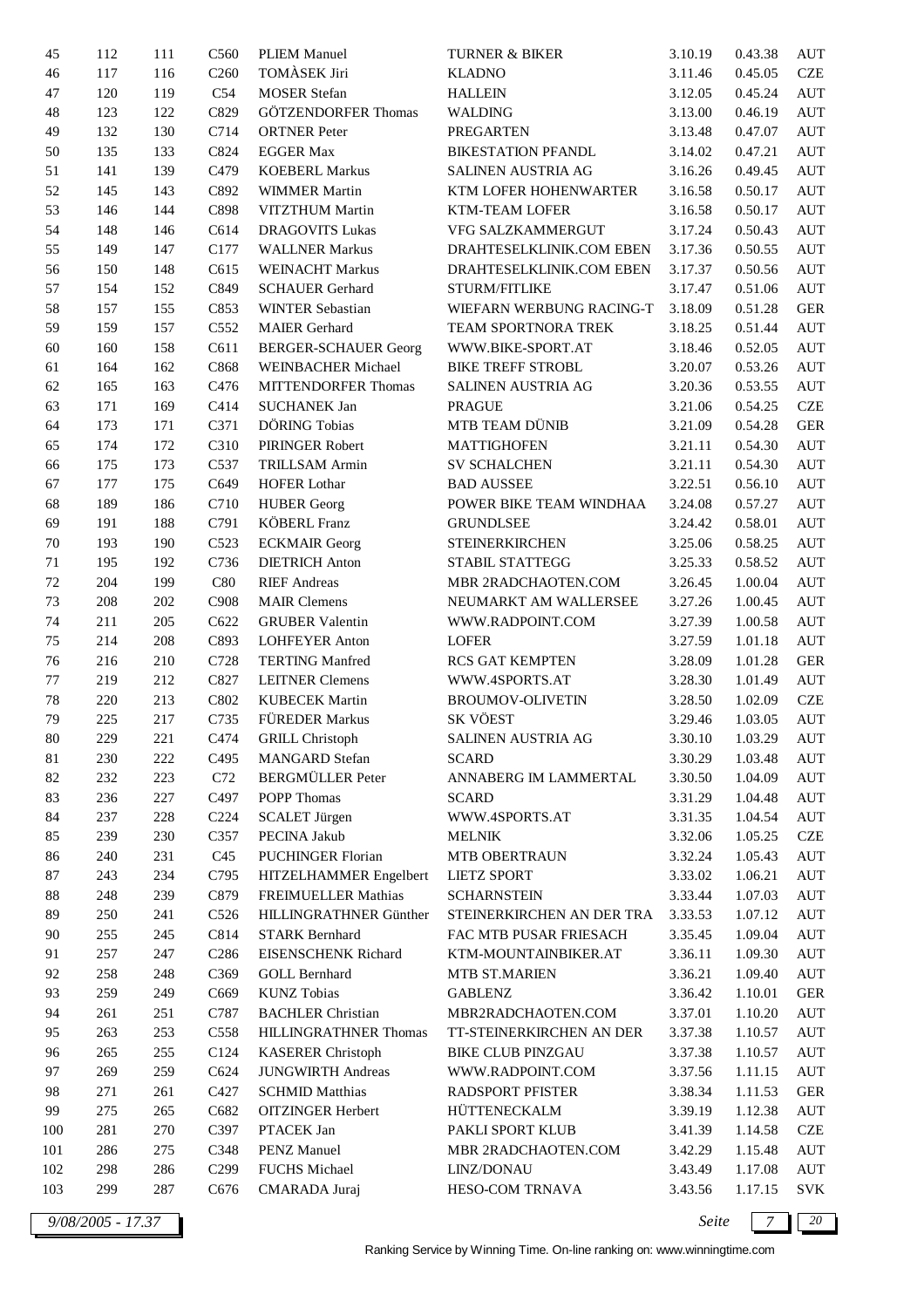| | | | | | | | | |
|---|---|---|---|---|---|---|---|---|
| 45 | 112 | 111 | C560 | PLIEM Manuel | TURNER & BIKER | 3.10.19 | 0.43.38 | AUT |
| 46 | 117 | 116 | C260 | TOMÀSEK Jiri | KLADNO | 3.11.46 | 0.45.05 | CZE |
| 47 | 120 | 119 | C54 | MOSER Stefan | HALLEIN | 3.12.05 | 0.45.24 | AUT |
| 48 | 123 | 122 | C829 | GÖTZENDORFER Thomas | WALDING | 3.13.00 | 0.46.19 | AUT |
| 49 | 132 | 130 | C714 | ORTNER Peter | PREGARTEN | 3.13.48 | 0.47.07 | AUT |
| 50 | 135 | 133 | C824 | EGGER Max | BIKESTATION PFANDL | 3.14.02 | 0.47.21 | AUT |
| 51 | 141 | 139 | C479 | KOEBERL Markus | SALINEN AUSTRIA AG | 3.16.26 | 0.49.45 | AUT |
| 52 | 145 | 143 | C892 | WIMMER Martin | KTM LOFER HOHENWARTER | 3.16.58 | 0.50.17 | AUT |
| 53 | 146 | 144 | C898 | VITZTHUM Martin | KTM-TEAM LOFER | 3.16.58 | 0.50.17 | AUT |
| 54 | 148 | 146 | C614 | DRAGOVITS Lukas | VFG SALZKAMMERGUT | 3.17.24 | 0.50.43 | AUT |
| 55 | 149 | 147 | C177 | WALLNER Markus | DRAHTESELKLINIK.COM EBEN | 3.17.36 | 0.50.55 | AUT |
| 56 | 150 | 148 | C615 | WEINACHT Markus | DRAHTESELKLINIK.COM EBEN | 3.17.37 | 0.50.56 | AUT |
| 57 | 154 | 152 | C849 | SCHAUER Gerhard | STURM/FITLIKE | 3.17.47 | 0.51.06 | AUT |
| 58 | 157 | 155 | C853 | WINTER Sebastian | WIEFARN WERBUNG RACING-T | 3.18.09 | 0.51.28 | GER |
| 59 | 159 | 157 | C552 | MAIER Gerhard | TEAM SPORTNORA TREK | 3.18.25 | 0.51.44 | AUT |
| 60 | 160 | 158 | C611 | BERGER-SCHAUER Georg | WWW.BIKE-SPORT.AT | 3.18.46 | 0.52.05 | AUT |
| 61 | 164 | 162 | C868 | WEINBACHER Michael | BIKE TREFF STROBL | 3.20.07 | 0.53.26 | AUT |
| 62 | 165 | 163 | C476 | MITTENDORFER Thomas | SALINEN AUSTRIA AG | 3.20.36 | 0.53.55 | AUT |
| 63 | 171 | 169 | C414 | SUCHANEK Jan | PRAGUE | 3.21.06 | 0.54.25 | CZE |
| 64 | 173 | 171 | C371 | DÖRING Tobias | MTB TEAM DÜNIB | 3.21.09 | 0.54.28 | GER |
| 65 | 174 | 172 | C310 | PIRINGER Robert | MATTIGHOFEN | 3.21.11 | 0.54.30 | AUT |
| 66 | 175 | 173 | C537 | TRILLSAM Armin | SV SCHALCHEN | 3.21.11 | 0.54.30 | AUT |
| 67 | 177 | 175 | C649 | HOFER Lothar | BAD AUSSEE | 3.22.51 | 0.56.10 | AUT |
| 68 | 189 | 186 | C710 | HUBER Georg | POWER BIKE TEAM WINDHAA | 3.24.08 | 0.57.27 | AUT |
| 69 | 191 | 188 | C791 | KÖBERL Franz | GRUNDLSEE | 3.24.42 | 0.58.01 | AUT |
| 70 | 193 | 190 | C523 | ECKMAIR Georg | STEINERKIRCHEN | 3.25.06 | 0.58.25 | AUT |
| 71 | 195 | 192 | C736 | DIETRICH Anton | STABIL STATTEGG | 3.25.33 | 0.58.52 | AUT |
| 72 | 204 | 199 | C80 | RIEF Andreas | MBR 2RADCHAOTEN.COM | 3.26.45 | 1.00.04 | AUT |
| 73 | 208 | 202 | C908 | MAIR Clemens | NEUMARKT AM WALLERSEE | 3.27.26 | 1.00.45 | AUT |
| 74 | 211 | 205 | C622 | GRUBER Valentin | WWW.RADPOINT.COM | 3.27.39 | 1.00.58 | AUT |
| 75 | 214 | 208 | C893 | LOHFEYER Anton | LOFER | 3.27.59 | 1.01.18 | AUT |
| 76 | 216 | 210 | C728 | TERTING Manfred | RCS GAT KEMPTEN | 3.28.09 | 1.01.28 | GER |
| 77 | 219 | 212 | C827 | LEITNER Clemens | WWW.4SPORTS.AT | 3.28.30 | 1.01.49 | AUT |
| 78 | 220 | 213 | C802 | KUBECEK Martin | BROUMOV-OLIVETIN | 3.28.50 | 1.02.09 | CZE |
| 79 | 225 | 217 | C735 | FÜREDER Markus | SK VÖEST | 3.29.46 | 1.03.05 | AUT |
| 80 | 229 | 221 | C474 | GRILL Christoph | SALINEN AUSTRIA AG | 3.30.10 | 1.03.29 | AUT |
| 81 | 230 | 222 | C495 | MANGARD Stefan | SCARD | 3.30.29 | 1.03.48 | AUT |
| 82 | 232 | 223 | C72 | BERGMÜLLER Peter | ANNABERG IM LAMMERTAL | 3.30.50 | 1.04.09 | AUT |
| 83 | 236 | 227 | C497 | POPP Thomas | SCARD | 3.31.29 | 1.04.48 | AUT |
| 84 | 237 | 228 | C224 | SCALET Jürgen | WWW.4SPORTS.AT | 3.31.35 | 1.04.54 | AUT |
| 85 | 239 | 230 | C357 | PECINA Jakub | MELNIK | 3.32.06 | 1.05.25 | CZE |
| 86 | 240 | 231 | C45 | PUCHINGER Florian | MTB OBERTRAUN | 3.32.24 | 1.05.43 | AUT |
| 87 | 243 | 234 | C795 | HITZELHAMMER Engelbert | LIETZ SPORT | 3.33.02 | 1.06.21 | AUT |
| 88 | 248 | 239 | C879 | FREIMUELLER Mathias | SCHARNSTEIN | 3.33.44 | 1.07.03 | AUT |
| 89 | 250 | 241 | C526 | HILLINGRATHNER Günther | STEINERKIRCHEN AN DER TRA | 3.33.53 | 1.07.12 | AUT |
| 90 | 255 | 245 | C814 | STARK Bernhard | FAC MTB PUSAR FRIESACH | 3.35.45 | 1.09.04 | AUT |
| 91 | 257 | 247 | C286 | EISENSCHENK Richard | KTM-MOUNTAINBIKER.AT | 3.36.11 | 1.09.30 | AUT |
| 92 | 258 | 248 | C369 | GOLL Bernhard | MTB ST.MARIEN | 3.36.21 | 1.09.40 | AUT |
| 93 | 259 | 249 | C669 | KUNZ Tobias | GABLENZ | 3.36.42 | 1.10.01 | GER |
| 94 | 261 | 251 | C787 | BACHLER Christian | MBR2RADCHAOTEN.COM | 3.37.01 | 1.10.20 | AUT |
| 95 | 263 | 253 | C558 | HILLINGRATHNER Thomas | TT-STEINERKIRCHEN AN DER | 3.37.38 | 1.10.57 | AUT |
| 96 | 265 | 255 | C124 | KASERER Christoph | BIKE CLUB PINZGAU | 3.37.38 | 1.10.57 | AUT |
| 97 | 269 | 259 | C624 | JUNGWIRTH Andreas | WWW.RADPOINT.COM | 3.37.56 | 1.11.15 | AUT |
| 98 | 271 | 261 | C427 | SCHMID Matthias | RADSPORT PFISTER | 3.38.34 | 1.11.53 | GER |
| 99 | 275 | 265 | C682 | OITZINGER Herbert | HÜTTENECKALM | 3.39.19 | 1.12.38 | AUT |
| 100 | 281 | 270 | C397 | PTACEK Jan | PAKLI SPORT KLUB | 3.41.39 | 1.14.58 | CZE |
| 101 | 286 | 275 | C348 | PENZ Manuel | MBR 2RADCHAOTEN.COM | 3.42.29 | 1.15.48 | AUT |
| 102 | 298 | 286 | C299 | FUCHS Michael | LINZ/DONAU | 3.43.49 | 1.17.08 | AUT |
| 103 | 299 | 287 | C676 | CMARADA Juraj | HESO-COM TRNAVA | 3.43.56 | 1.17.15 | SVK |

*9/08/2005 - 17.37*

Ranking Service by Winning Time. On-line ranking on: www.winningtime.com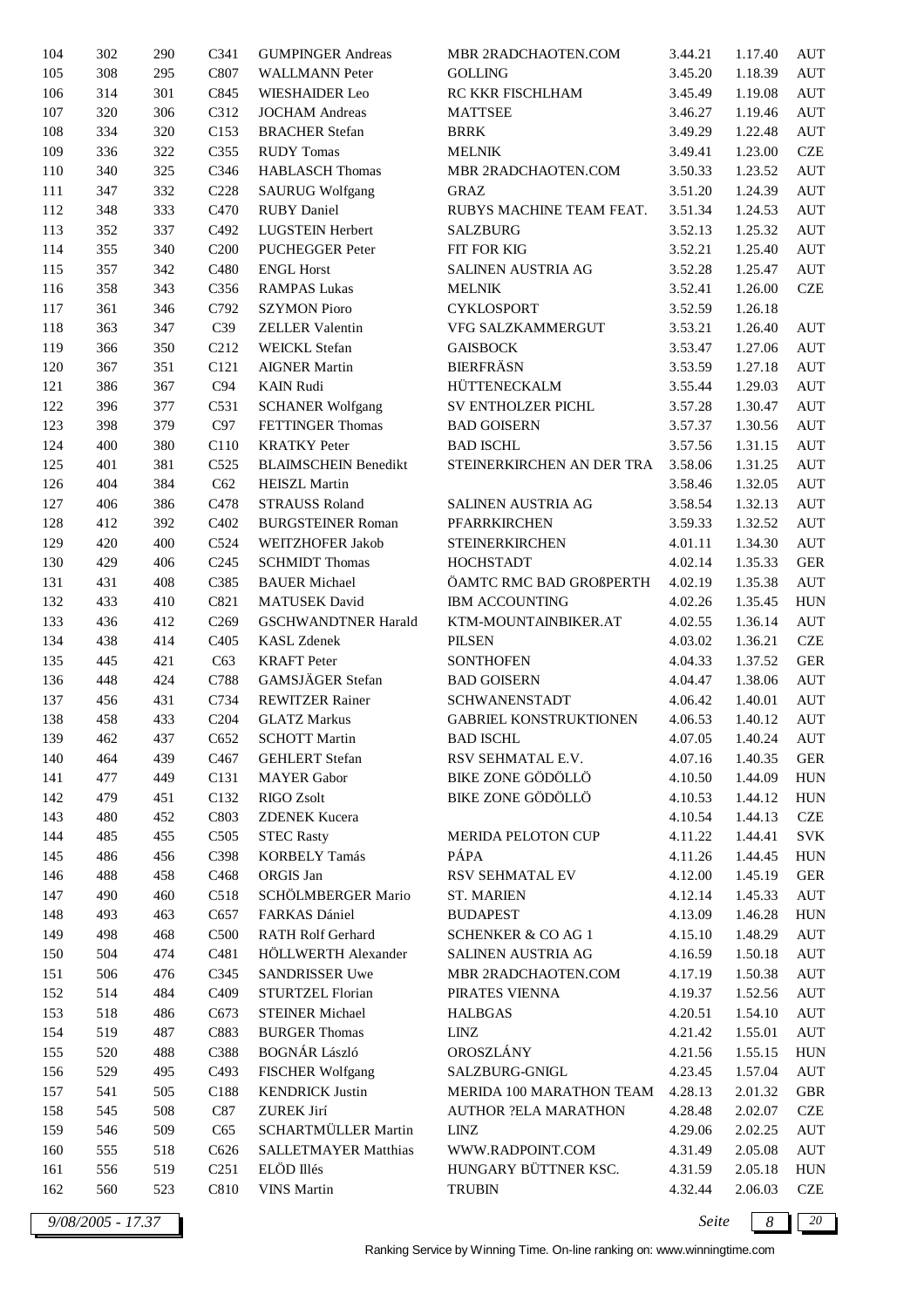| 104 | 302 | 290 | C341 | GUMPINGER Andreas | MBR 2RADCHAOTEN.COM | 3.44.21 | 1.17.40 | AUT |
|---|---|---|---|---|---|---|---|---|
| 105 | 308 | 295 | C807 | WALLMANN Peter | GOLLING | 3.45.20 | 1.18.39 | AUT |
| 106 | 314 | 301 | C845 | WIESHAIDER Leo | RC KKR FISCHLHAM | 3.45.49 | 1.19.08 | AUT |
| 107 | 320 | 306 | C312 | JOCHAM Andreas | MATTSEE | 3.46.27 | 1.19.46 | AUT |
| 108 | 334 | 320 | C153 | BRACHER Stefan | BRRK | 3.49.29 | 1.22.48 | AUT |
| 109 | 336 | 322 | C355 | RUDY Tomas | MELNIK | 3.49.41 | 1.23.00 | CZE |
| 110 | 340 | 325 | C346 | HABLASCH Thomas | MBR 2RADCHAOTEN.COM | 3.50.33 | 1.23.52 | AUT |
| 111 | 347 | 332 | C228 | SAURUG Wolfgang | GRAZ | 3.51.20 | 1.24.39 | AUT |
| 112 | 348 | 333 | C470 | RUBY Daniel | RUBYS MACHINE TEAM FEAT. | 3.51.34 | 1.24.53 | AUT |
| 113 | 352 | 337 | C492 | LUGSTEIN Herbert | SALZBURG | 3.52.13 | 1.25.32 | AUT |
| 114 | 355 | 340 | C200 | PUCHEGGER Peter | FIT FOR KIG | 3.52.21 | 1.25.40 | AUT |
| 115 | 357 | 342 | C480 | ENGL Horst | SALINEN AUSTRIA AG | 3.52.28 | 1.25.47 | AUT |
| 116 | 358 | 343 | C356 | RAMPAS Lukas | MELNIK | 3.52.41 | 1.26.00 | CZE |
| 117 | 361 | 346 | C792 | SZYMON Pioro | CYKLOSPORT | 3.52.59 | 1.26.18 | |
| 118 | 363 | 347 | C39 | ZELLER Valentin | VFG SALZKAMMERGUT | 3.53.21 | 1.26.40 | AUT |
| 119 | 366 | 350 | C212 | WEICKL Stefan | GAISBOCK | 3.53.47 | 1.27.06 | AUT |
| 120 | 367 | 351 | C121 | AIGNER Martin | BIERFRÄSN | 3.53.59 | 1.27.18 | AUT |
| 121 | 386 | 367 | C94 | KAIN Rudi | HÜTTENECKALM | 3.55.44 | 1.29.03 | AUT |
| 122 | 396 | 377 | C531 | SCHANER Wolfgang | SV ENTHOLZER PICHL | 3.57.28 | 1.30.47 | AUT |
| 123 | 398 | 379 | C97 | FETTINGER Thomas | BAD GOISERN | 3.57.37 | 1.30.56 | AUT |
| 124 | 400 | 380 | C110 | KRATKY Peter | BAD ISCHL | 3.57.56 | 1.31.15 | AUT |
| 125 | 401 | 381 | C525 | BLAIMSCHEIN Benedikt | STEINERKIRCHEN AN DER TRA | 3.58.06 | 1.31.25 | AUT |
| 126 | 404 | 384 | C62 | HEISZL Martin | | 3.58.46 | 1.32.05 | AUT |
| 127 | 406 | 386 | C478 | STRAUSS Roland | SALINEN AUSTRIA AG | 3.58.54 | 1.32.13 | AUT |
| 128 | 412 | 392 | C402 | BURGSTEINER Roman | PFARRKIRCHEN | 3.59.33 | 1.32.52 | AUT |
| 129 | 420 | 400 | C524 | WEITZHOFER Jakob | STEINERKIRCHEN | 4.01.11 | 1.34.30 | AUT |
| 130 | 429 | 406 | C245 | SCHMIDT Thomas | HOCHSTADT | 4.02.14 | 1.35.33 | GER |
| 131 | 431 | 408 | C385 | BAUER Michael | ÖAMTC RMC BAD GROßPERTH | 4.02.19 | 1.35.38 | AUT |
| 132 | 433 | 410 | C821 | MATUSEK David | IBM ACCOUNTING | 4.02.26 | 1.35.45 | HUN |
| 133 | 436 | 412 | C269 | GSCHWANDTNER Harald | KTM-MOUNTAINBIKER.AT | 4.02.55 | 1.36.14 | AUT |
| 134 | 438 | 414 | C405 | KASL Zdenek | PILSEN | 4.03.02 | 1.36.21 | CZE |
| 135 | 445 | 421 | C63 | KRAFT Peter | SONTHOFEN | 4.04.33 | 1.37.52 | GER |
| 136 | 448 | 424 | C788 | GAMSJÄGER Stefan | BAD GOISERN | 4.04.47 | 1.38.06 | AUT |
| 137 | 456 | 431 | C734 | REWITZER Rainer | SCHWANENSTADT | 4.06.42 | 1.40.01 | AUT |
| 138 | 458 | 433 | C204 | GLATZ Markus | GABRIEL KONSTRUKTIONEN | 4.06.53 | 1.40.12 | AUT |
| 139 | 462 | 437 | C652 | SCHOTT Martin | BAD ISCHL | 4.07.05 | 1.40.24 | AUT |
| 140 | 464 | 439 | C467 | GEHLERT Stefan | RSV SEHMATAL E.V. | 4.07.16 | 1.40.35 | GER |
| 141 | 477 | 449 | C131 | MAYER Gabor | BIKE ZONE GÖDÖLLÖ | 4.10.50 | 1.44.09 | HUN |
| 142 | 479 | 451 | C132 | RIGO Zsolt | BIKE ZONE GÖDÖLLÖ | 4.10.53 | 1.44.12 | HUN |
| 143 | 480 | 452 | C803 | ZDENEK Kucera | | 4.10.54 | 1.44.13 | CZE |
| 144 | 485 | 455 | C505 | STEC Rasty | MERIDA PELOTON CUP | 4.11.22 | 1.44.41 | SVK |
| 145 | 486 | 456 | C398 | KORBELY Tamás | PÁPA | 4.11.26 | 1.44.45 | HUN |
| 146 | 488 | 458 | C468 | ORGIS Jan | RSV SEHMATAL EV | 4.12.00 | 1.45.19 | GER |
| 147 | 490 | 460 | C518 | SCHÖLMBERGER Mario | ST. MARIEN | 4.12.14 | 1.45.33 | AUT |
| 148 | 493 | 463 | C657 | FARKAS Dániel | BUDAPEST | 4.13.09 | 1.46.28 | HUN |
| 149 | 498 | 468 | C500 | RATH Rolf Gerhard | SCHENKER & CO AG 1 | 4.15.10 | 1.48.29 | AUT |
| 150 | 504 | 474 | C481 | HÖLLWERTH Alexander | SALINEN AUSTRIA AG | 4.16.59 | 1.50.18 | AUT |
| 151 | 506 | 476 | C345 | SANDRISSER Uwe | MBR 2RADCHAOTEN.COM | 4.17.19 | 1.50.38 | AUT |
| 152 | 514 | 484 | C409 | STURTZEL Florian | PIRATES VIENNA | 4.19.37 | 1.52.56 | AUT |
| 153 | 518 | 486 | C673 | STEINER Michael | HALBGAS | 4.20.51 | 1.54.10 | AUT |
| 154 | 519 | 487 | C883 | BURGER Thomas | LINZ | 4.21.42 | 1.55.01 | AUT |
| 155 | 520 | 488 | C388 | BOGNÁR László | OROSZLÁNY | 4.21.56 | 1.55.15 | HUN |
| 156 | 529 | 495 | C493 | FISCHER Wolfgang | SALZBURG-GNIGL | 4.23.45 | 1.57.04 | AUT |
| 157 | 541 | 505 | C188 | KENDRICK Justin | MERIDA 100 MARATHON TEAM | 4.28.13 | 2.01.32 | GBR |
| 158 | 545 | 508 | C87 | ZUREK Jirí | AUTHOR ?ELA MARATHON | 4.28.48 | 2.02.07 | CZE |
| 159 | 546 | 509 | C65 | SCHARTMÜLLER Martin | LINZ | 4.29.06 | 2.02.25 | AUT |
| 160 | 555 | 518 | C626 | SALLETMAYER Matthias | WWW.RADPOINT.COM | 4.31.49 | 2.05.08 | AUT |
| 161 | 556 | 519 | C251 | ELÖD Illés | HUNGARY BÜTTNER KSC. | 4.31.59 | 2.05.18 | HUN |
| 162 | 560 | 523 | C810 | VINS Martin | TRUBIN | 4.32.44 | 2.06.03 | CZE |

*9/08/2005 - 17.37*

Ranking Service by Winning Time. On-line ranking on: www.winningtime.com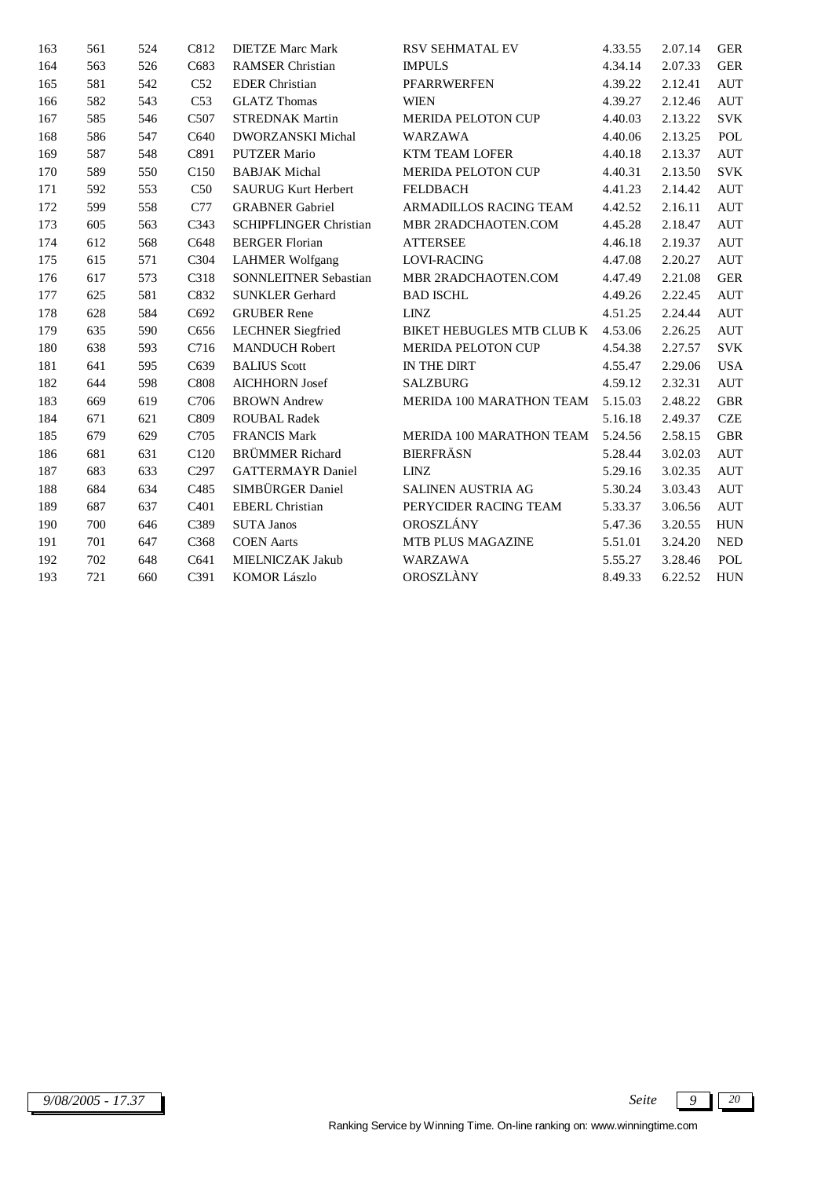| | | | | | | | | |
|---|---|---|---|---|---|---|---|---|
| 163 | 561 | 524 | C812 | DIETZE Marc Mark | RSV SEHMATAL EV | 4.33.55 | 2.07.14 | GER |
| 164 | 563 | 526 | C683 | RAMSER Christian | IMPULS | 4.34.14 | 2.07.33 | GER |
| 165 | 581 | 542 | C52 | EDER Christian | PFARRWERFEN | 4.39.22 | 2.12.41 | AUT |
| 166 | 582 | 543 | C53 | GLATZ Thomas | WIEN | 4.39.27 | 2.12.46 | AUT |
| 167 | 585 | 546 | C507 | STREDNAK Martin | MERIDA PELOTON CUP | 4.40.03 | 2.13.22 | SVK |
| 168 | 586 | 547 | C640 | DWORZANSKI Michal | WARZAWA | 4.40.06 | 2.13.25 | POL |
| 169 | 587 | 548 | C891 | PUTZER Mario | KTM TEAM LOFER | 4.40.18 | 2.13.37 | AUT |
| 170 | 589 | 550 | C150 | BABJAK Michal | MERIDA PELOTON CUP | 4.40.31 | 2.13.50 | SVK |
| 171 | 592 | 553 | C50 | SAURUG Kurt Herbert | FELDBACH | 4.41.23 | 2.14.42 | AUT |
| 172 | 599 | 558 | C77 | GRABNER Gabriel | ARMADILLOS RACING TEAM | 4.42.52 | 2.16.11 | AUT |
| 173 | 605 | 563 | C343 | SCHIPFLINGER Christian | MBR 2RADCHAOTEN.COM | 4.45.28 | 2.18.47 | AUT |
| 174 | 612 | 568 | C648 | BERGER Florian | ATTERSEE | 4.46.18 | 2.19.37 | AUT |
| 175 | 615 | 571 | C304 | LAHMER Wolfgang | LOVI-RACING | 4.47.08 | 2.20.27 | AUT |
| 176 | 617 | 573 | C318 | SONNLEITNER Sebastian | MBR 2RADCHAOTEN.COM | 4.47.49 | 2.21.08 | GER |
| 177 | 625 | 581 | C832 | SUNKLER Gerhard | BAD ISCHL | 4.49.26 | 2.22.45 | AUT |
| 178 | 628 | 584 | C692 | GRUBER Rene | LINZ | 4.51.25 | 2.24.44 | AUT |
| 179 | 635 | 590 | C656 | LECHNER Siegfried | BIKET HEBUGLES MTB CLUB K | 4.53.06 | 2.26.25 | AUT |
| 180 | 638 | 593 | C716 | MANDUCH Robert | MERIDA PELOTON CUP | 4.54.38 | 2.27.57 | SVK |
| 181 | 641 | 595 | C639 | BALIUS Scott | IN THE DIRT | 4.55.47 | 2.29.06 | USA |
| 182 | 644 | 598 | C808 | AICHHORN Josef | SALZBURG | 4.59.12 | 2.32.31 | AUT |
| 183 | 669 | 619 | C706 | BROWN Andrew | MERIDA 100 MARATHON TEAM | 5.15.03 | 2.48.22 | GBR |
| 184 | 671 | 621 | C809 | ROUBAL Radek | | 5.16.18 | 2.49.37 | CZE |
| 185 | 679 | 629 | C705 | FRANCIS Mark | MERIDA 100 MARATHON TEAM | 5.24.56 | 2.58.15 | GBR |
| 186 | 681 | 631 | C120 | BRÜMMER Richard | BIERFRÄSN | 5.28.44 | 3.02.03 | AUT |
| 187 | 683 | 633 | C297 | GATTERMAYR Daniel | LINZ | 5.29.16 | 3.02.35 | AUT |
| 188 | 684 | 634 | C485 | SIMBÜRGER Daniel | SALINEN AUSTRIA AG | 5.30.24 | 3.03.43 | AUT |
| 189 | 687 | 637 | C401 | EBERL Christian | PERYCIDER RACING TEAM | 5.33.37 | 3.06.56 | AUT |
| 190 | 700 | 646 | C389 | SUTA Janos | OROSZLÁNY | 5.47.36 | 3.20.55 | HUN |
| 191 | 701 | 647 | C368 | COEN Aarts | MTB PLUS MAGAZINE | 5.51.01 | 3.24.20 | NED |
| 192 | 702 | 648 | C641 | MIELNICZAK Jakub | WARZAWA | 5.55.27 | 3.28.46 | POL |
| 193 | 721 | 660 | C391 | KOMOR Lászlo | OROSZLÀNY | 8.49.33 | 6.22.52 | HUN |

9/08/2005 - 17.37

Ranking Service by Winning Time. On-line ranking on: www.winningtime.com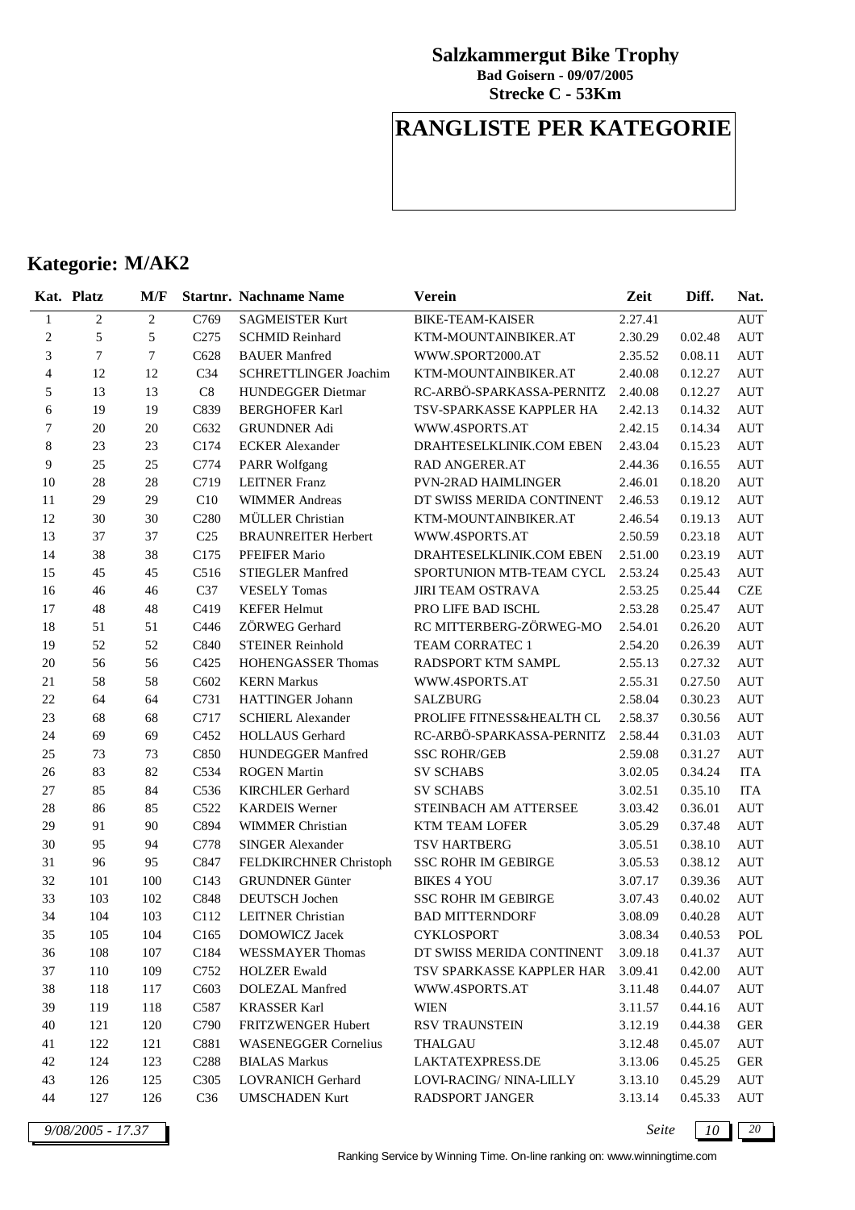**Salzkammergut Bike Trophy**

**Bad Goisern - 09/07/2005**

**Strecke C - 53Km**

# RANGLISTE PER KATEGORIE

## Kategorie: M/AK2

| Kat. | Platz | M/F | Startnr. | Nachname Name | Verein | Zeit | Diff. | Nat. |
|---|---|---|---|---|---|---|---|---|
| 1 | 2 | 2 | C769 | SAGMEISTER Kurt | BIKE-TEAM-KAISER | 2.27.41 | | AUT |
| 2 | 5 | 5 | C275 | SCHMID Reinhard | KTM-MOUNTAINBIKER.AT | 2.30.29 | 0.02.48 | AUT |
| 3 | 7 | 7 | C628 | BAUER Manfred | WWW.SPORT2000.AT | 2.35.52 | 0.08.11 | AUT |
| 4 | 12 | 12 | C34 | SCHRETTLINGER Joachim | KTM-MOUNTAINBIKER.AT | 2.40.08 | 0.12.27 | AUT |
| 5 | 13 | 13 | C8 | HUNDEGGER Dietmar | RC-ARBÖ-SPARKASSA-PERNITZ | 2.40.08 | 0.12.27 | AUT |
| 6 | 19 | 19 | C839 | BERGHOFER Karl | TSV-SPARKASSE KAPPLER HA | 2.42.13 | 0.14.32 | AUT |
| 7 | 20 | 20 | C632 | GRUNDNER Adi | WWW.4SPORTS.AT | 2.42.15 | 0.14.34 | AUT |
| 8 | 23 | 23 | C174 | ECKER Alexander | DRAHTESELKLINIK.COM EBEN | 2.43.04 | 0.15.23 | AUT |
| 9 | 25 | 25 | C774 | PARR Wolfgang | RAD ANGERER.AT | 2.44.36 | 0.16.55 | AUT |
| 10 | 28 | 28 | C719 | LEITNER Franz | PVN-2RAD HAIMLINGER | 2.46.01 | 0.18.20 | AUT |
| 11 | 29 | 29 | C10 | WIMMER Andreas | DT SWISS MERIDA CONTINENT | 2.46.53 | 0.19.12 | AUT |
| 12 | 30 | 30 | C280 | MÜLLER Christian | KTM-MOUNTAINBIKER.AT | 2.46.54 | 0.19.13 | AUT |
| 13 | 37 | 37 | C25 | BRAUNREITER Herbert | WWW.4SPORTS.AT | 2.50.59 | 0.23.18 | AUT |
| 14 | 38 | 38 | C175 | PFEIFER Mario | DRAHTESELKLINIK.COM EBEN | 2.51.00 | 0.23.19 | AUT |
| 15 | 45 | 45 | C516 | STIEGLER Manfred | SPORTUNION MTB-TEAM CYCL | 2.53.24 | 0.25.43 | AUT |
| 16 | 46 | 46 | C37 | VESELY Tomas | JIRI TEAM OSTRAVA | 2.53.25 | 0.25.44 | CZE |
| 17 | 48 | 48 | C419 | KEFER Helmut | PRO LIFE BAD ISCHL | 2.53.28 | 0.25.47 | AUT |
| 18 | 51 | 51 | C446 | ZÖRWEG Gerhard | RC MITTERBERG-ZÖRWEG-MO | 2.54.01 | 0.26.20 | AUT |
| 19 | 52 | 52 | C840 | STEINER Reinhold | TEAM CORRATEC 1 | 2.54.20 | 0.26.39 | AUT |
| 20 | 56 | 56 | C425 | HOHENGASSER Thomas | RADSPORT KTM SAMPL | 2.55.13 | 0.27.32 | AUT |
| 21 | 58 | 58 | C602 | KERN Markus | WWW.4SPORTS.AT | 2.55.31 | 0.27.50 | AUT |
| 22 | 64 | 64 | C731 | HATTINGER Johann | SALZBURG | 2.58.04 | 0.30.23 | AUT |
| 23 | 68 | 68 | C717 | SCHIERL Alexander | PROLIFE FITNESS&HEALTH CL | 2.58.37 | 0.30.56 | AUT |
| 24 | 69 | 69 | C452 | HOLLAUS Gerhard | RC-ARBÖ-SPARKASSA-PERNITZ | 2.58.44 | 0.31.03 | AUT |
| 25 | 73 | 73 | C850 | HUNDEGGER Manfred | SSC ROHR/GEB | 2.59.08 | 0.31.27 | AUT |
| 26 | 83 | 82 | C534 | ROGEN Martin | SV SCHABS | 3.02.05 | 0.34.24 | ITA |
| 27 | 85 | 84 | C536 | KIRCHLER Gerhard | SV SCHABS | 3.02.51 | 0.35.10 | ITA |
| 28 | 86 | 85 | C522 | KARDEIS Werner | STEINBACH AM ATTERSEE | 3.03.42 | 0.36.01 | AUT |
| 29 | 91 | 90 | C894 | WIMMER Christian | KTM TEAM LOFER | 3.05.29 | 0.37.48 | AUT |
| 30 | 95 | 94 | C778 | SINGER Alexander | TSV HARTBERG | 3.05.51 | 0.38.10 | AUT |
| 31 | 96 | 95 | C847 | FELDKIRCHNER Christoph | SSC ROHR IM GEBIRGE | 3.05.53 | 0.38.12 | AUT |
| 32 | 101 | 100 | C143 | GRUNDNER Günter | BIKES 4 YOU | 3.07.17 | 0.39.36 | AUT |
| 33 | 103 | 102 | C848 | DEUTSCH Jochen | SSC ROHR IM GEBIRGE | 3.07.43 | 0.40.02 | AUT |
| 34 | 104 | 103 | C112 | LEITNER Christian | BAD MITTERNDORF | 3.08.09 | 0.40.28 | AUT |
| 35 | 105 | 104 | C165 | DOMOWICZ Jacek | CYKLOSPORT | 3.08.34 | 0.40.53 | POL |
| 36 | 108 | 107 | C184 | WESSMAYER Thomas | DT SWISS MERIDA CONTINENT | 3.09.18 | 0.41.37 | AUT |
| 37 | 110 | 109 | C752 | HOLZER Ewald | TSV SPARKASSE KAPPLER HAR | 3.09.41 | 0.42.00 | AUT |
| 38 | 118 | 117 | C603 | DOLEZAL Manfred | WWW.4SPORTS.AT | 3.11.48 | 0.44.07 | AUT |
| 39 | 119 | 118 | C587 | KRASSER Karl | WIEN | 3.11.57 | 0.44.16 | AUT |
| 40 | 121 | 120 | C790 | FRITZWENGER Hubert | RSV TRAUNSTEIN | 3.12.19 | 0.44.38 | GER |
| 41 | 122 | 121 | C881 | WASENEGGER Cornelius | THALGAU | 3.12.48 | 0.45.07 | AUT |
| 42 | 124 | 123 | C288 | BIALAS Markus | LAKTATEXPRESS.DE | 3.13.06 | 0.45.25 | GER |
| 43 | 126 | 125 | C305 | LOVRANICH Gerhard | LOVI-RACING/ NINA-LILLY | 3.13.10 | 0.45.29 | AUT |
| 44 | 127 | 126 | C36 | UMSCHADEN Kurt | RADSPORT JANGER | 3.13.14 | 0.45.33 | AUT |

*9/08/2005 - 17.37*

Ranking Service by Winning Time. On-line ranking on: www.winningtime.com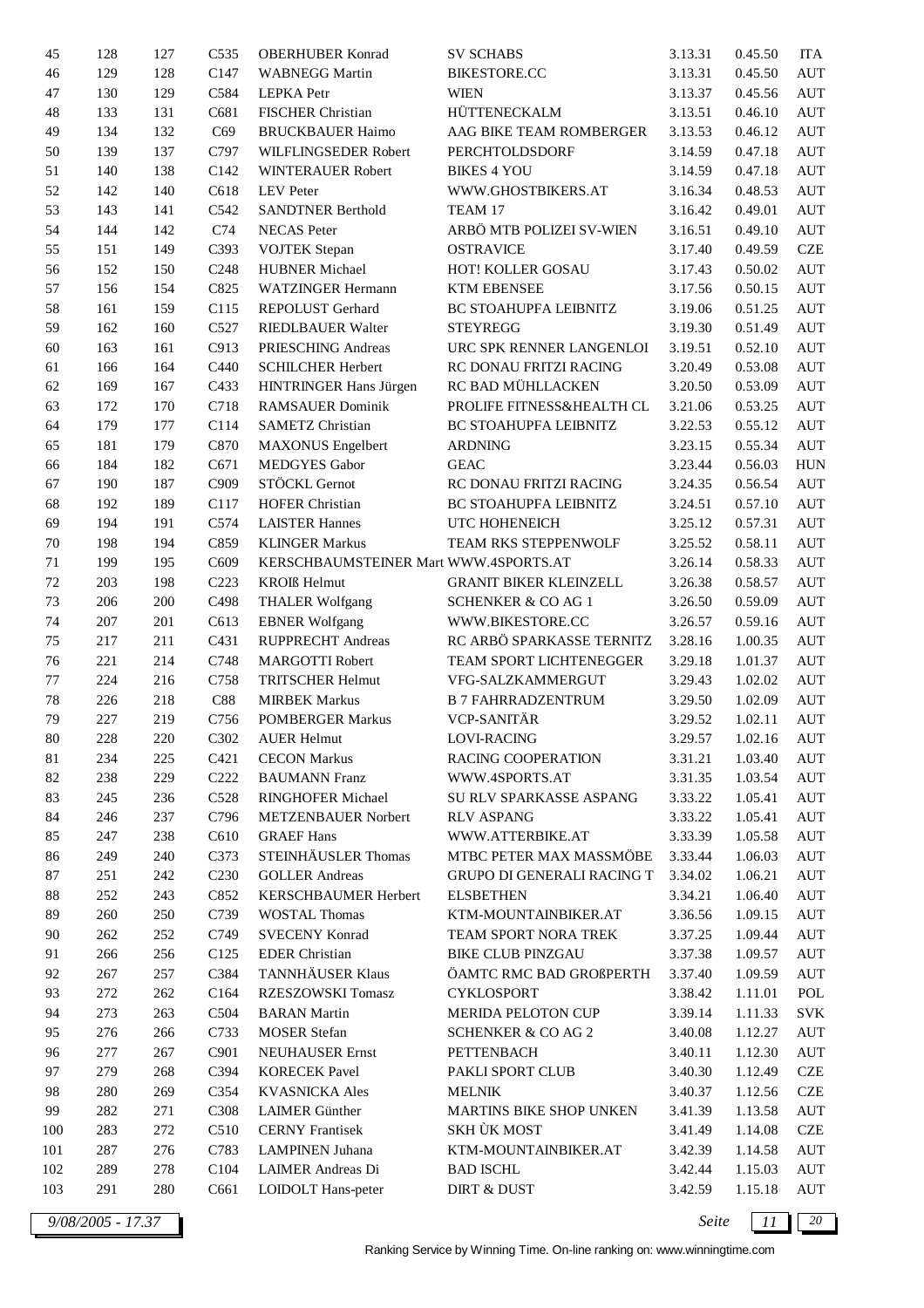| | | | | | | | | |
|---|---|---|---|---|---|---|---|---|
| 45 | 128 | 127 | C535 | OBERHUBER Konrad | SV SCHABS | 3.13.31 | 0.45.50 | ITA |
| 46 | 129 | 128 | C147 | WABNEGG Martin | BIKESTORE.CC | 3.13.31 | 0.45.50 | AUT |
| 47 | 130 | 129 | C584 | LEPKA Petr | WIEN | 3.13.37 | 0.45.56 | AUT |
| 48 | 133 | 131 | C681 | FISCHER Christian | HÜTTENECKALM | 3.13.51 | 0.46.10 | AUT |
| 49 | 134 | 132 | C69 | BRUCKBAUER Haimo | AAG BIKE TEAM ROMBERGER | 3.13.53 | 0.46.12 | AUT |
| 50 | 139 | 137 | C797 | WILFLINGSEDER Robert | PERCHTOLDSDORF | 3.14.59 | 0.47.18 | AUT |
| 51 | 140 | 138 | C142 | WINTERAUER Robert | BIKES 4 YOU | 3.14.59 | 0.47.18 | AUT |
| 52 | 142 | 140 | C618 | LEV Peter | WWW.GHOSTBIKERS.AT | 3.16.34 | 0.48.53 | AUT |
| 53 | 143 | 141 | C542 | SANDTNER Berthold | TEAM 17 | 3.16.42 | 0.49.01 | AUT |
| 54 | 144 | 142 | C74 | NECAS Peter | ARBÖ MTB POLIZEI SV-WIEN | 3.16.51 | 0.49.10 | AUT |
| 55 | 151 | 149 | C393 | VOJTEK Stepan | OSTRAVICE | 3.17.40 | 0.49.59 | CZE |
| 56 | 152 | 150 | C248 | HUBNER Michael | HOT! KOLLER GOSAU | 3.17.43 | 0.50.02 | AUT |
| 57 | 156 | 154 | C825 | WATZINGER Hermann | KTM EBENSEE | 3.17.56 | 0.50.15 | AUT |
| 58 | 161 | 159 | C115 | REPOLUST Gerhard | BC STOAHUPFA LEIBNITZ | 3.19.06 | 0.51.25 | AUT |
| 59 | 162 | 160 | C527 | RIEDLBAUER Walter | STEYREGG | 3.19.30 | 0.51.49 | AUT |
| 60 | 163 | 161 | C913 | PRIESCHING Andreas | URC SPK RENNER LANGENLOI | 3.19.51 | 0.52.10 | AUT |
| 61 | 166 | 164 | C440 | SCHILCHER Herbert | RC DONAU FRITZI RACING | 3.20.49 | 0.53.08 | AUT |
| 62 | 169 | 167 | C433 | HINTRINGER Hans Jürgen | RC BAD MÜHLLACKEN | 3.20.50 | 0.53.09 | AUT |
| 63 | 172 | 170 | C718 | RAMSAUER Dominik | PROLIFE FITNESS&HEALTH CL | 3.21.06 | 0.53.25 | AUT |
| 64 | 179 | 177 | C114 | SAMETZ Christian | BC STOAHUPFA LEIBNITZ | 3.22.53 | 0.55.12 | AUT |
| 65 | 181 | 179 | C870 | MAXONUS Engelbert | ARDNING | 3.23.15 | 0.55.34 | AUT |
| 66 | 184 | 182 | C671 | MEDGYES Gabor | GEAC | 3.23.44 | 0.56.03 | HUN |
| 67 | 190 | 187 | C909 | STÖCKL Gernot | RC DONAU FRITZI RACING | 3.24.35 | 0.56.54 | AUT |
| 68 | 192 | 189 | C117 | HOFER Christian | BC STOAHUPFA LEIBNITZ | 3.24.51 | 0.57.10 | AUT |
| 69 | 194 | 191 | C574 | LAISTER Hannes | UTC HOHENEICH | 3.25.12 | 0.57.31 | AUT |
| 70 | 198 | 194 | C859 | KLINGER Markus | TEAM RKS STEPPENWOLF | 3.25.52 | 0.58.11 | AUT |
| 71 | 199 | 195 | C609 | KERSCHBAUMSTEINER Mart | WWW.4SPORTS.AT | 3.26.14 | 0.58.33 | AUT |
| 72 | 203 | 198 | C223 | KROIß Helmut | GRANIT BIKER KLEINZELL | 3.26.38 | 0.58.57 | AUT |
| 73 | 206 | 200 | C498 | THALER Wolfgang | SCHENKER & CO AG 1 | 3.26.50 | 0.59.09 | AUT |
| 74 | 207 | 201 | C613 | EBNER Wolfgang | WWW.BIKESTORE.CC | 3.26.57 | 0.59.16 | AUT |
| 75 | 217 | 211 | C431 | RUPPRECHT Andreas | RC ARBÖ SPARKASSE TERNITZ | 3.28.16 | 1.00.35 | AUT |
| 76 | 221 | 214 | C748 | MARGOTTI Robert | TEAM SPORT LICHTENEGGER | 3.29.18 | 1.01.37 | AUT |
| 77 | 224 | 216 | C758 | TRITSCHER Helmut | VFG-SALZKAMMERGUT | 3.29.43 | 1.02.02 | AUT |
| 78 | 226 | 218 | C88 | MIRBEK Markus | B 7 FAHRRADZENTRUM | 3.29.50 | 1.02.09 | AUT |
| 79 | 227 | 219 | C756 | POMBERGER Markus | VCP-SANITÄR | 3.29.52 | 1.02.11 | AUT |
| 80 | 228 | 220 | C302 | AUER Helmut | LOVI-RACING | 3.29.57 | 1.02.16 | AUT |
| 81 | 234 | 225 | C421 | CECON Markus | RACING COOPERATION | 3.31.21 | 1.03.40 | AUT |
| 82 | 238 | 229 | C222 | BAUMANN Franz | WWW.4SPORTS.AT | 3.31.35 | 1.03.54 | AUT |
| 83 | 245 | 236 | C528 | RINGHOFER Michael | SU RLV SPARKASSE ASPANG | 3.33.22 | 1.05.41 | AUT |
| 84 | 246 | 237 | C796 | METZENBAUER Norbert | RLV ASPANG | 3.33.22 | 1.05.41 | AUT |
| 85 | 247 | 238 | C610 | GRAEF Hans | WWW.ATTERBIKE.AT | 3.33.39 | 1.05.58 | AUT |
| 86 | 249 | 240 | C373 | STEINHÄUSLER Thomas | MTBC PETER MAX MASSMÖBE | 3.33.44 | 1.06.03 | AUT |
| 87 | 251 | 242 | C230 | GOLLER Andreas | GRUPO DI GENERALI RACING T | 3.34.02 | 1.06.21 | AUT |
| 88 | 252 | 243 | C852 | KERSCHBAUMER Herbert | ELSBETHEN | 3.34.21 | 1.06.40 | AUT |
| 89 | 260 | 250 | C739 | WOSTAL Thomas | KTM-MOUNTAINBIKER.AT | 3.36.56 | 1.09.15 | AUT |
| 90 | 262 | 252 | C749 | SVECENY Konrad | TEAM SPORT NORA TREK | 3.37.25 | 1.09.44 | AUT |
| 91 | 266 | 256 | C125 | EDER Christian | BIKE CLUB PINZGAU | 3.37.38 | 1.09.57 | AUT |
| 92 | 267 | 257 | C384 | TANNHÄUSER Klaus | ÖAMTC RMC BAD GROßPERTH | 3.37.40 | 1.09.59 | AUT |
| 93 | 272 | 262 | C164 | RZESZOWSKI Tomasz | CYKLOSPORT | 3.38.42 | 1.11.01 | POL |
| 94 | 273 | 263 | C504 | BARAN Martin | MERIDA PELOTON CUP | 3.39.14 | 1.11.33 | SVK |
| 95 | 276 | 266 | C733 | MOSER Stefan | SCHENKER & CO AG 2 | 3.40.08 | 1.12.27 | AUT |
| 96 | 277 | 267 | C901 | NEUHAUSER Ernst | PETTENBACH | 3.40.11 | 1.12.30 | AUT |
| 97 | 279 | 268 | C394 | KORECEK Pavel | PAKLI SPORT CLUB | 3.40.30 | 1.12.49 | CZE |
| 98 | 280 | 269 | C354 | KVASNICKA Ales | MELNIK | 3.40.37 | 1.12.56 | CZE |
| 99 | 282 | 271 | C308 | LAIMER Günther | MARTINS BIKE SHOP UNKEN | 3.41.39 | 1.13.58 | AUT |
| 100 | 283 | 272 | C510 | CERNY Frantisek | SKH ÙK MOST | 3.41.49 | 1.14.08 | CZE |
| 101 | 287 | 276 | C783 | LAMPINEN Juhana | KTM-MOUNTAINBIKER.AT | 3.42.39 | 1.14.58 | AUT |
| 102 | 289 | 278 | C104 | LAIMER Andreas Di | BAD ISCHL | 3.42.44 | 1.15.03 | AUT |
| 103 | 291 | 280 | C661 | LOIDOLT Hans-peter | DIRT & DUST | 3.42.59 | 1.15.18 | AUT |

*9/08/2005 - 17.37*

Ranking Service by Winning Time. On-line ranking on: www.winningtime.com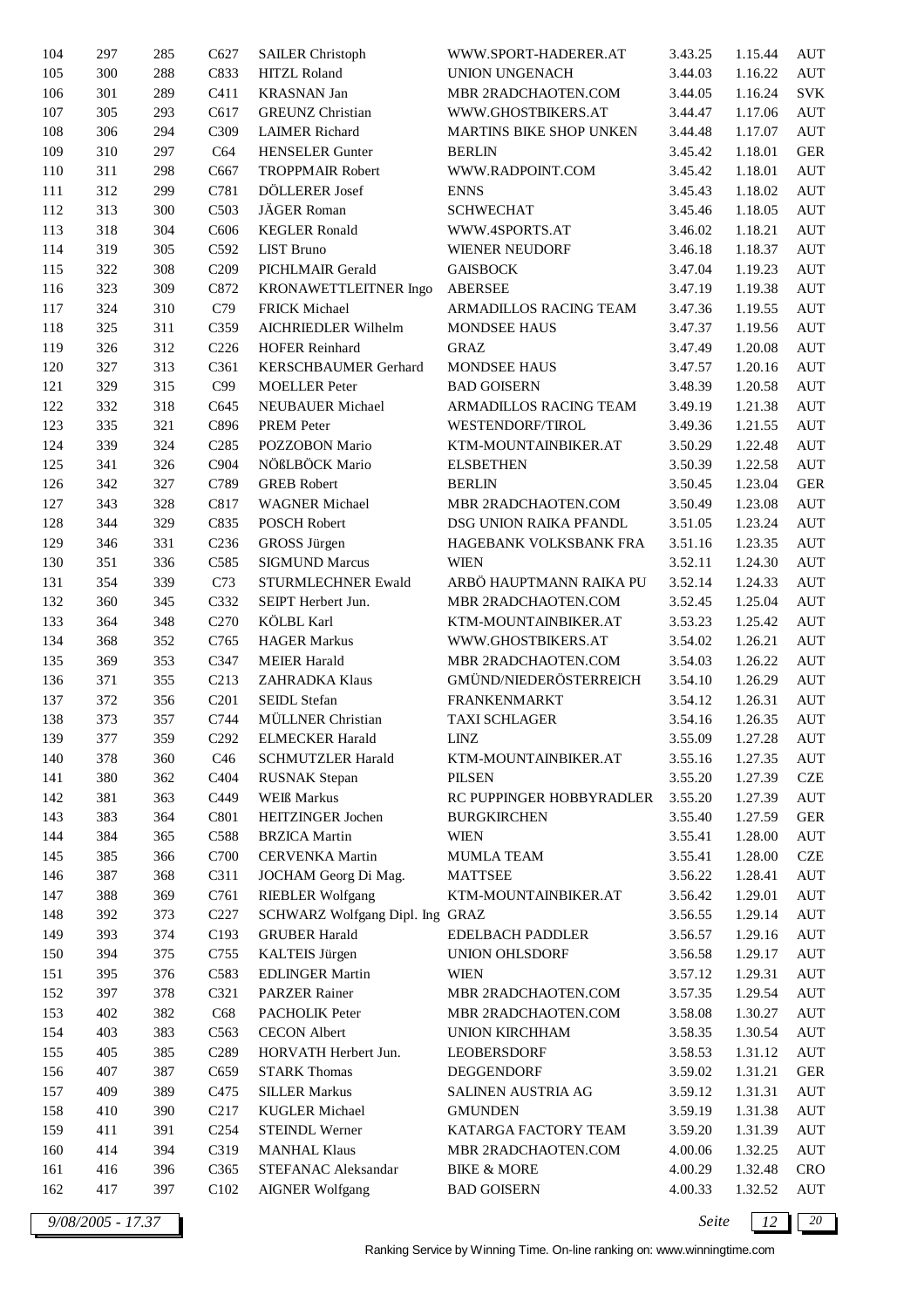| | | | | | | | | |
|---|---|---|---|---|---|---|---|---|
| 104 | 297 | 285 | C627 | SAILER Christoph | WWW.SPORT-HADERER.AT | 3.43.25 | 1.15.44 | AUT |
| 105 | 300 | 288 | C833 | HITZL Roland | UNION UNGENACH | 3.44.03 | 1.16.22 | AUT |
| 106 | 301 | 289 | C411 | KRASNAN Jan | MBR 2RADCHAOTEN.COM | 3.44.05 | 1.16.24 | SVK |
| 107 | 305 | 293 | C617 | GREUNZ Christian | WWW.GHOSTBIKERS.AT | 3.44.47 | 1.17.06 | AUT |
| 108 | 306 | 294 | C309 | LAIMER Richard | MARTINS BIKE SHOP UNKEN | 3.44.48 | 1.17.07 | AUT |
| 109 | 310 | 297 | C64 | HENSELER Gunter | BERLIN | 3.45.42 | 1.18.01 | GER |
| 110 | 311 | 298 | C667 | TROPPMAIR Robert | WWW.RADPOINT.COM | 3.45.42 | 1.18.01 | AUT |
| 111 | 312 | 299 | C781 | DÖLLERER Josef | ENNS | 3.45.43 | 1.18.02 | AUT |
| 112 | 313 | 300 | C503 | JÄGER Roman | SCHWECHAT | 3.45.46 | 1.18.05 | AUT |
| 113 | 318 | 304 | C606 | KEGLER Ronald | WWW.4SPORTS.AT | 3.46.02 | 1.18.21 | AUT |
| 114 | 319 | 305 | C592 | LIST Bruno | WIENER NEUDORF | 3.46.18 | 1.18.37 | AUT |
| 115 | 322 | 308 | C209 | PICHLMAIR Gerald | GAISBOCK | 3.47.04 | 1.19.23 | AUT |
| 116 | 323 | 309 | C872 | KRONAWETTLEITNER Ingo | ABERSEE | 3.47.19 | 1.19.38 | AUT |
| 117 | 324 | 310 | C79 | FRICK Michael | ARMADILLOS RACING TEAM | 3.47.36 | 1.19.55 | AUT |
| 118 | 325 | 311 | C359 | AICHRIEDLER Wilhelm | MONDSEE HAUS | 3.47.37 | 1.19.56 | AUT |
| 119 | 326 | 312 | C226 | HOFER Reinhard | GRAZ | 3.47.49 | 1.20.08 | AUT |
| 120 | 327 | 313 | C361 | KERSCHBAUMER Gerhard | MONDSEE HAUS | 3.47.57 | 1.20.16 | AUT |
| 121 | 329 | 315 | C99 | MOELLER Peter | BAD GOISERN | 3.48.39 | 1.20.58 | AUT |
| 122 | 332 | 318 | C645 | NEUBAUER Michael | ARMADILLOS RACING TEAM | 3.49.19 | 1.21.38 | AUT |
| 123 | 335 | 321 | C896 | PREM Peter | WESTENDORF/TIROL | 3.49.36 | 1.21.55 | AUT |
| 124 | 339 | 324 | C285 | POZZOBON Mario | KTM-MOUNTAINBIKER.AT | 3.50.29 | 1.22.48 | AUT |
| 125 | 341 | 326 | C904 | NÖßLBÖCK Mario | ELSBETHEN | 3.50.39 | 1.22.58 | AUT |
| 126 | 342 | 327 | C789 | GREB Robert | BERLIN | 3.50.45 | 1.23.04 | GER |
| 127 | 343 | 328 | C817 | WAGNER Michael | MBR 2RADCHAOTEN.COM | 3.50.49 | 1.23.08 | AUT |
| 128 | 344 | 329 | C835 | POSCH Robert | DSG UNION RAIKA PFANDL | 3.51.05 | 1.23.24 | AUT |
| 129 | 346 | 331 | C236 | GROSS Jürgen | HAGEBANK VOLKSBANK FRA | 3.51.16 | 1.23.35 | AUT |
| 130 | 351 | 336 | C585 | SIGMUND Marcus | WIEN | 3.52.11 | 1.24.30 | AUT |
| 131 | 354 | 339 | C73 | STURMLECHNER Ewald | ARBÖ HAUPTMANN RAIKA PU | 3.52.14 | 1.24.33 | AUT |
| 132 | 360 | 345 | C332 | SEIPT Herbert Jun. | MBR 2RADCHAOTEN.COM | 3.52.45 | 1.25.04 | AUT |
| 133 | 364 | 348 | C270 | KÖLBL Karl | KTM-MOUNTAINBIKER.AT | 3.53.23 | 1.25.42 | AUT |
| 134 | 368 | 352 | C765 | HAGER Markus | WWW.GHOSTBIKERS.AT | 3.54.02 | 1.26.21 | AUT |
| 135 | 369 | 353 | C347 | MEIER Harald | MBR 2RADCHAOTEN.COM | 3.54.03 | 1.26.22 | AUT |
| 136 | 371 | 355 | C213 | ZAHRADKA Klaus | GMÜND/NIEDERÖSTERREICH | 3.54.10 | 1.26.29 | AUT |
| 137 | 372 | 356 | C201 | SEIDL Stefan | FRANKENMARKT | 3.54.12 | 1.26.31 | AUT |
| 138 | 373 | 357 | C744 | MÜLLNER Christian | TAXI SCHLAGER | 3.54.16 | 1.26.35 | AUT |
| 139 | 377 | 359 | C292 | ELMECKER Harald | LINZ | 3.55.09 | 1.27.28 | AUT |
| 140 | 378 | 360 | C46 | SCHMUTZLER Harald | KTM-MOUNTAINBIKER.AT | 3.55.16 | 1.27.35 | AUT |
| 141 | 380 | 362 | C404 | RUSNAK Stepan | PILSEN | 3.55.20 | 1.27.39 | CZE |
| 142 | 381 | 363 | C449 | WEIß Markus | RC PUPPINGER HOBBYRADLER | 3.55.20 | 1.27.39 | AUT |
| 143 | 383 | 364 | C801 | HEITZINGER Jochen | BURGKIRCHEN | 3.55.40 | 1.27.59 | GER |
| 144 | 384 | 365 | C588 | BRZICA Martin | WIEN | 3.55.41 | 1.28.00 | AUT |
| 145 | 385 | 366 | C700 | CERVENKA Martin | MUMLA TEAM | 3.55.41 | 1.28.00 | CZE |
| 146 | 387 | 368 | C311 | JOCHAM Georg Di Mag. | MATTSEE | 3.56.22 | 1.28.41 | AUT |
| 147 | 388 | 369 | C761 | RIEBLER Wolfgang | KTM-MOUNTAINBIKER.AT | 3.56.42 | 1.29.01 | AUT |
| 148 | 392 | 373 | C227 | SCHWARZ Wolfgang Dipl. Ing | GRAZ | 3.56.55 | 1.29.14 | AUT |
| 149 | 393 | 374 | C193 | GRUBER Harald | EDELBACH PADDLER | 3.56.57 | 1.29.16 | AUT |
| 150 | 394 | 375 | C755 | KALTEIS Jürgen | UNION OHLSDORF | 3.56.58 | 1.29.17 | AUT |
| 151 | 395 | 376 | C583 | EDLINGER Martin | WIEN | 3.57.12 | 1.29.31 | AUT |
| 152 | 397 | 378 | C321 | PARZER Rainer | MBR 2RADCHAOTEN.COM | 3.57.35 | 1.29.54 | AUT |
| 153 | 402 | 382 | C68 | PACHOLIK Peter | MBR 2RADCHAOTEN.COM | 3.58.08 | 1.30.27 | AUT |
| 154 | 403 | 383 | C563 | CECON Albert | UNION KIRCHHAM | 3.58.35 | 1.30.54 | AUT |
| 155 | 405 | 385 | C289 | HORVATH Herbert Jun. | LEOBERSDORF | 3.58.53 | 1.31.12 | AUT |
| 156 | 407 | 387 | C659 | STARK Thomas | DEGGENDORF | 3.59.02 | 1.31.21 | GER |
| 157 | 409 | 389 | C475 | SILLER Markus | SALINEN AUSTRIA AG | 3.59.12 | 1.31.31 | AUT |
| 158 | 410 | 390 | C217 | KUGLER Michael | GMUNDEN | 3.59.19 | 1.31.38 | AUT |
| 159 | 411 | 391 | C254 | STEINDL Werner | KATARGA FACTORY TEAM | 3.59.20 | 1.31.39 | AUT |
| 160 | 414 | 394 | C319 | MANHAL Klaus | MBR 2RADCHAOTEN.COM | 4.00.06 | 1.32.25 | AUT |
| 161 | 416 | 396 | C365 | STEFANAC Aleksandar | BIKE & MORE | 4.00.29 | 1.32.48 | CRO |
| 162 | 417 | 397 | C102 | AIGNER Wolfgang | BAD GOISERN | 4.00.33 | 1.32.52 | AUT |

*9/08/2005 - 17.37*

Ranking Service by Winning Time. On-line ranking on: www.winningtime.com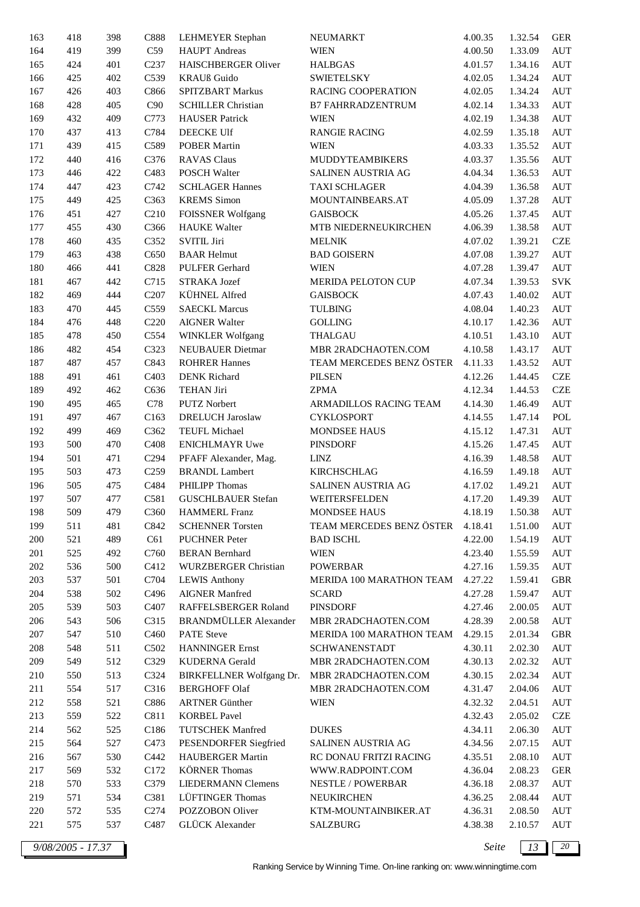| 163 | 418 | 398 | C888 | LEHMEYER Stephan | NEUMARKT | 4.00.35 | 1.32.54 | GER |
|---|---|---|---|---|---|---|---|---|
| 164 | 419 | 399 | C59 | HAUPT Andreas | WIEN | 4.00.50 | 1.33.09 | AUT |
| 165 | 424 | 401 | C237 | HAISCHBERGER Oliver | HALBGAS | 4.01.57 | 1.34.16 | AUT |
| 166 | 425 | 402 | C539 | KRAUß Guido | SWIETELSKY | 4.02.05 | 1.34.24 | AUT |
| 167 | 426 | 403 | C866 | SPITZBART Markus | RACING COOPERATION | 4.02.05 | 1.34.24 | AUT |
| 168 | 428 | 405 | C90 | SCHILLER Christian | B7 FAHRRADZENTRUM | 4.02.14 | 1.34.33 | AUT |
| 169 | 432 | 409 | C773 | HAUSER Patrick | WIEN | 4.02.19 | 1.34.38 | AUT |
| 170 | 437 | 413 | C784 | DEECKE Ulf | RANGIE RACING | 4.02.59 | 1.35.18 | AUT |
| 171 | 439 | 415 | C589 | POBER Martin | WIEN | 4.03.33 | 1.35.52 | AUT |
| 172 | 440 | 416 | C376 | RAVAS Claus | MUDDYTEAMBIKERS | 4.03.37 | 1.35.56 | AUT |
| 173 | 446 | 422 | C483 | POSCH Walter | SALINEN AUSTRIA AG | 4.04.34 | 1.36.53 | AUT |
| 174 | 447 | 423 | C742 | SCHLAGER Hannes | TAXI SCHLAGER | 4.04.39 | 1.36.58 | AUT |
| 175 | 449 | 425 | C363 | KREMS Simon | MOUNTAINBEARS.AT | 4.05.09 | 1.37.28 | AUT |
| 176 | 451 | 427 | C210 | FOISSNER Wolfgang | GAISBOCK | 4.05.26 | 1.37.45 | AUT |
| 177 | 455 | 430 | C366 | HAUKE Walter | MTB NIEDERNEUKIRCHEN | 4.06.39 | 1.38.58 | AUT |
| 178 | 460 | 435 | C352 | SVITIL Jiri | MELNIK | 4.07.02 | 1.39.21 | CZE |
| 179 | 463 | 438 | C650 | BAAR Helmut | BAD GOISERN | 4.07.08 | 1.39.27 | AUT |
| 180 | 466 | 441 | C828 | PULFER Gerhard | WIEN | 4.07.28 | 1.39.47 | AUT |
| 181 | 467 | 442 | C715 | STRAKA Jozef | MERIDA PELOTON CUP | 4.07.34 | 1.39.53 | SVK |
| 182 | 469 | 444 | C207 | KÜHNEL Alfred | GAISBOCK | 4.07.43 | 1.40.02 | AUT |
| 183 | 470 | 445 | C559 | SAECKL Marcus | TULBING | 4.08.04 | 1.40.23 | AUT |
| 184 | 476 | 448 | C220 | AIGNER Walter | GOLLING | 4.10.17 | 1.42.36 | AUT |
| 185 | 478 | 450 | C554 | WINKLER Wolfgang | THALGAU | 4.10.51 | 1.43.10 | AUT |
| 186 | 482 | 454 | C323 | NEUBAUER Dietmar | MBR 2RADCHAOTEN.COM | 4.10.58 | 1.43.17 | AUT |
| 187 | 487 | 457 | C843 | ROHRER Hannes | TEAM MERCEDES BENZ ÖSTER | 4.11.33 | 1.43.52 | AUT |
| 188 | 491 | 461 | C403 | DENK Richard | PILSEN | 4.12.26 | 1.44.45 | CZE |
| 189 | 492 | 462 | C636 | TEHAN Jiri | ZPMA | 4.12.34 | 1.44.53 | CZE |
| 190 | 495 | 465 | C78 | PUTZ Norbert | ARMADILLOS RACING TEAM | 4.14.30 | 1.46.49 | AUT |
| 191 | 497 | 467 | C163 | DRELUCH Jaroslaw | CYKLOSPORT | 4.14.55 | 1.47.14 | POL |
| 192 | 499 | 469 | C362 | TEUFL Michael | MONDSEE HAUS | 4.15.12 | 1.47.31 | AUT |
| 193 | 500 | 470 | C408 | ENICHLMAYR Uwe | PINSDORF | 4.15.26 | 1.47.45 | AUT |
| 194 | 501 | 471 | C294 | PFAFF Alexander, Mag. | LINZ | 4.16.39 | 1.48.58 | AUT |
| 195 | 503 | 473 | C259 | BRANDL Lambert | KIRCHSCHLAG | 4.16.59 | 1.49.18 | AUT |
| 196 | 505 | 475 | C484 | PHILIPP Thomas | SALINEN AUSTRIA AG | 4.17.02 | 1.49.21 | AUT |
| 197 | 507 | 477 | C581 | GUSCHLBAUER Stefan | WEITERSFELDEN | 4.17.20 | 1.49.39 | AUT |
| 198 | 509 | 479 | C360 | HAMMERL Franz | MONDSEE HAUS | 4.18.19 | 1.50.38 | AUT |
| 199 | 511 | 481 | C842 | SCHENNER Torsten | TEAM MERCEDES BENZ ÖSTER | 4.18.41 | 1.51.00 | AUT |
| 200 | 521 | 489 | C61 | PUCHNER Peter | BAD ISCHL | 4.22.00 | 1.54.19 | AUT |
| 201 | 525 | 492 | C760 | BERAN Bernhard | WIEN | 4.23.40 | 1.55.59 | AUT |
| 202 | 536 | 500 | C412 | WURZBERGER Christian | POWERBAR | 4.27.16 | 1.59.35 | AUT |
| 203 | 537 | 501 | C704 | LEWIS Anthony | MERIDA 100 MARATHON TEAM | 4.27.22 | 1.59.41 | GBR |
| 204 | 538 | 502 | C496 | AIGNER Manfred | SCARD | 4.27.28 | 1.59.47 | AUT |
| 205 | 539 | 503 | C407 | RAFFELSBERGER Roland | PINSDORF | 4.27.46 | 2.00.05 | AUT |
| 206 | 543 | 506 | C315 | BRANDMÜLLER Alexander | MBR 2RADCHAOTEN.COM | 4.28.39 | 2.00.58 | AUT |
| 207 | 547 | 510 | C460 | PATE Steve | MERIDA 100 MARATHON TEAM | 4.29.15 | 2.01.34 | GBR |
| 208 | 548 | 511 | C502 | HANNINGER Ernst | SCHWANENSTADT | 4.30.11 | 2.02.30 | AUT |
| 209 | 549 | 512 | C329 | KUDERNA Gerald | MBR 2RADCHAOTEN.COM | 4.30.13 | 2.02.32 | AUT |
| 210 | 550 | 513 | C324 | BIRKFELLNER Wolfgang Dr. | MBR 2RADCHAOTEN.COM | 4.30.15 | 2.02.34 | AUT |
| 211 | 554 | 517 | C316 | BERGHOFF Olaf | MBR 2RADCHAOTEN.COM | 4.31.47 | 2.04.06 | AUT |
| 212 | 558 | 521 | C886 | ARTNER Günther | WIEN | 4.32.32 | 2.04.51 | AUT |
| 213 | 559 | 522 | C811 | KORBEL Pavel | | 4.32.43 | 2.05.02 | CZE |
| 214 | 562 | 525 | C186 | TUTSCHEK Manfred | DUKES | 4.34.11 | 2.06.30 | AUT |
| 215 | 564 | 527 | C473 | PESENDORFER Siegfried | SALINEN AUSTRIA AG | 4.34.56 | 2.07.15 | AUT |
| 216 | 567 | 530 | C442 | HAUBERGER Martin | RC DONAU FRITZI RACING | 4.35.51 | 2.08.10 | AUT |
| 217 | 569 | 532 | C172 | KÖRNER Thomas | WWW.RADPOINT.COM | 4.36.04 | 2.08.23 | GER |
| 218 | 570 | 533 | C379 | LIEDERMANN Clemens | NESTLE / POWERBAR | 4.36.18 | 2.08.37 | AUT |
| 219 | 571 | 534 | C381 | LÜFTINGER Thomas | NEUKIRCHEN | 4.36.25 | 2.08.44 | AUT |
| 220 | 572 | 535 | C274 | POZZOBON Oliver | KTM-MOUNTAINBIKER.AT | 4.36.31 | 2.08.50 | AUT |
| 221 | 575 | 537 | C487 | GLÜCK Alexander | SALZBURG | 4.38.38 | 2.10.57 | AUT |

*9/08/2005 - 17.37*

Ranking Service by Winning Time. On-line ranking on: www.winningtime.com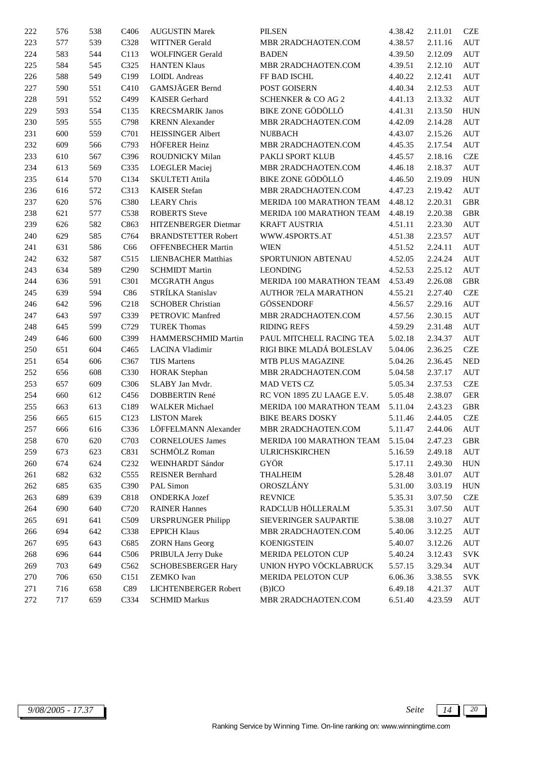| | | | | | | | | |
|---|---|---|---|---|---|---|---|---|
| 222 | 576 | 538 | C406 | AUGUSTIN Marek | PILSEN | 4.38.42 | 2.11.01 | CZE |
| 223 | 577 | 539 | C328 | WITTNER Gerald | MBR 2RADCHAOTEN.COM | 4.38.57 | 2.11.16 | AUT |
| 224 | 583 | 544 | C113 | WOLFINGER Gerald | BADEN | 4.39.50 | 2.12.09 | AUT |
| 225 | 584 | 545 | C325 | HANTEN Klaus | MBR 2RADCHAOTEN.COM | 4.39.51 | 2.12.10 | AUT |
| 226 | 588 | 549 | C199 | LOIDL Andreas | FF BAD ISCHL | 4.40.22 | 2.12.41 | AUT |
| 227 | 590 | 551 | C410 | GAMSJÄGER Bernd | POST GOISERN | 4.40.34 | 2.12.53 | AUT |
| 228 | 591 | 552 | C499 | KAISER Gerhard | SCHENKER & CO AG 2 | 4.41.13 | 2.13.32 | AUT |
| 229 | 593 | 554 | C135 | KRECSMARIK Janos | BIKE ZONE GÖDÖLLÖ | 4.41.31 | 2.13.50 | HUN |
| 230 | 595 | 555 | C798 | KRENN Alexander | MBR 2RADCHAOTEN.COM | 4.42.09 | 2.14.28 | AUT |
| 231 | 600 | 559 | C701 | HEISSINGER Albert | NUßBACH | 4.43.07 | 2.15.26 | AUT |
| 232 | 609 | 566 | C793 | HÖFERER Heinz | MBR 2RADCHAOTEN.COM | 4.45.35 | 2.17.54 | AUT |
| 233 | 610 | 567 | C396 | ROUDNICKY Milan | PAKLI SPORT KLUB | 4.45.57 | 2.18.16 | CZE |
| 234 | 613 | 569 | C335 | LOEGLER Maciej | MBR 2RADCHAOTEN.COM | 4.46.18 | 2.18.37 | AUT |
| 235 | 614 | 570 | C134 | SKULTETI Attila | BIKE ZONE GÖDÖLLÖ | 4.46.50 | 2.19.09 | HUN |
| 236 | 616 | 572 | C313 | KAISER Stefan | MBR 2RADCHAOTEN.COM | 4.47.23 | 2.19.42 | AUT |
| 237 | 620 | 576 | C380 | LEARY Chris | MERIDA 100 MARATHON TEAM | 4.48.12 | 2.20.31 | GBR |
| 238 | 621 | 577 | C538 | ROBERTS Steve | MERIDA 100 MARATHON TEAM | 4.48.19 | 2.20.38 | GBR |
| 239 | 626 | 582 | C863 | HITZENBERGER Dietmar | KRAFT AUSTRIA | 4.51.11 | 2.23.30 | AUT |
| 240 | 629 | 585 | C764 | BRANDSTETTER Robert | WWW.4SPORTS.AT | 4.51.38 | 2.23.57 | AUT |
| 241 | 631 | 586 | C66 | OFFENBECHER Martin | WIEN | 4.51.52 | 2.24.11 | AUT |
| 242 | 632 | 587 | C515 | LIENBACHER Matthias | SPORTUNION ABTENAU | 4.52.05 | 2.24.24 | AUT |
| 243 | 634 | 589 | C290 | SCHMIDT Martin | LEONDING | 4.52.53 | 2.25.12 | AUT |
| 244 | 636 | 591 | C301 | MCGRATH Angus | MERIDA 100 MARATHON TEAM | 4.53.49 | 2.26.08 | GBR |
| 245 | 639 | 594 | C86 | STRÍLKA Stanislav | AUTHOR ?ELA MARATHON | 4.55.21 | 2.27.40 | CZE |
| 246 | 642 | 596 | C218 | SCHOBER Christian | GÖSSENDORF | 4.56.57 | 2.29.16 | AUT |
| 247 | 643 | 597 | C339 | PETROVIC Manfred | MBR 2RADCHAOTEN.COM | 4.57.56 | 2.30.15 | AUT |
| 248 | 645 | 599 | C729 | TUREK Thomas | RIDING REFS | 4.59.29 | 2.31.48 | AUT |
| 249 | 646 | 600 | C399 | HAMMERSCHMID Martin | PAUL MITCHELL RACING TEA | 5.02.18 | 2.34.37 | AUT |
| 250 | 651 | 604 | C465 | LACINA Vladimir | RIGI BIKE MLADÁ BOLESLAV | 5.04.06 | 2.36.25 | CZE |
| 251 | 654 | 606 | C367 | TIJS Martens | MTB PLUS MAGAZINE | 5.04.26 | 2.36.45 | NED |
| 252 | 656 | 608 | C330 | HORAK Stephan | MBR 2RADCHAOTEN.COM | 5.04.58 | 2.37.17 | AUT |
| 253 | 657 | 609 | C306 | SLABY Jan Mvdr. | MAD VETS CZ | 5.05.34 | 2.37.53 | CZE |
| 254 | 660 | 612 | C456 | DOBBERTIN René | RC VON 1895 ZU LAAGE E.V. | 5.05.48 | 2.38.07 | GER |
| 255 | 663 | 613 | C189 | WALKER Michael | MERIDA 100 MARATHON TEAM | 5.11.04 | 2.43.23 | GBR |
| 256 | 665 | 615 | C123 | LISTON Marek | BIKE BEARS DOSKY | 5.11.46 | 2.44.05 | CZE |
| 257 | 666 | 616 | C336 | LÖFFELMANN Alexander | MBR 2RADCHAOTEN.COM | 5.11.47 | 2.44.06 | AUT |
| 258 | 670 | 620 | C703 | CORNELOUES James | MERIDA 100 MARATHON TEAM | 5.15.04 | 2.47.23 | GBR |
| 259 | 673 | 623 | C831 | SCHMÖLZ Roman | ULRICHSKIRCHEN | 5.16.59 | 2.49.18 | AUT |
| 260 | 674 | 624 | C232 | WEINHARDT Sándor | GYÖR | 5.17.11 | 2.49.30 | HUN |
| 261 | 682 | 632 | C555 | REISNER Bernhard | THALHEIM | 5.28.48 | 3.01.07 | AUT |
| 262 | 685 | 635 | C390 | PAL Simon | OROSZLÁNY | 5.31.00 | 3.03.19 | HUN |
| 263 | 689 | 639 | C818 | ONDERKA Jozef | REVNICE | 5.35.31 | 3.07.50 | CZE |
| 264 | 690 | 640 | C720 | RAINER Hannes | RADCLUB HÖLLERALM | 5.35.31 | 3.07.50 | AUT |
| 265 | 691 | 641 | C509 | URSPRUNGER Philipp | SIEVERINGER SAUPARTIE | 5.38.08 | 3.10.27 | AUT |
| 266 | 694 | 642 | C338 | EPPICH Klaus | MBR 2RADCHAOTEN.COM | 5.40.06 | 3.12.25 | AUT |
| 267 | 695 | 643 | C685 | ZORN Hans Georg | KOENIGSTEIN | 5.40.07 | 3.12.26 | AUT |
| 268 | 696 | 644 | C506 | PRIBULA Jerry Duke | MERIDA PELOTON CUP | 5.40.24 | 3.12.43 | SVK |
| 269 | 703 | 649 | C562 | SCHOBESBERGER Hary | UNION HYPO VÖCKLABRUCK | 5.57.15 | 3.29.34 | AUT |
| 270 | 706 | 650 | C151 | ZEMKO Ivan | MERIDA PELOTON CUP | 6.06.36 | 3.38.55 | SVK |
| 271 | 716 | 658 | C89 | LICHTENBERGER Robert | (B)ICO | 6.49.18 | 4.21.37 | AUT |
| 272 | 717 | 659 | C334 | SCHMID Markus | MBR 2RADCHAOTEN.COM | 6.51.40 | 4.23.59 | AUT |

*9/08/2005 - 17.37*

Ranking Service by Winning Time. On-line ranking on: www.winningtime.com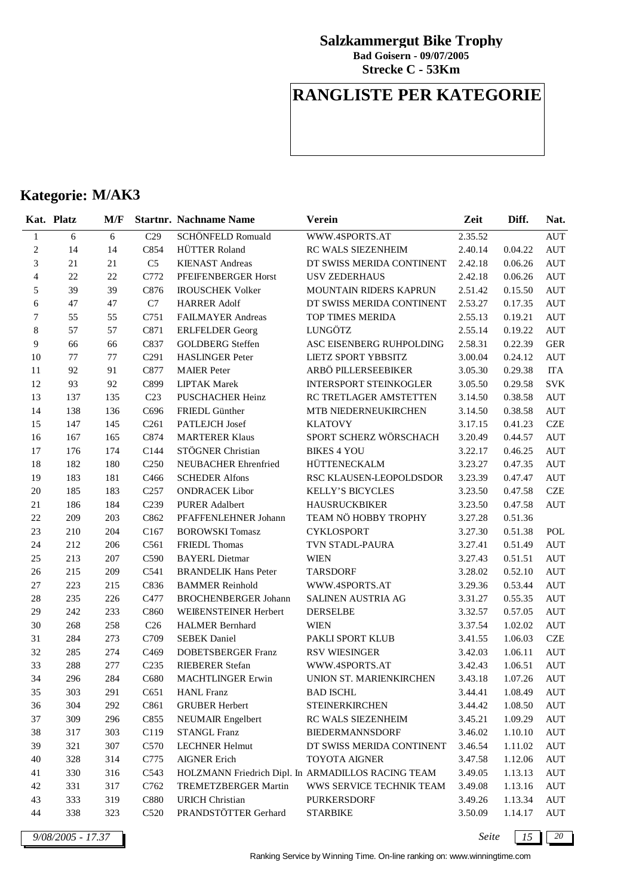**Salzkammergut Bike Trophy**
**Bad Goisern - 09/07/2005**
**Strecke C - 53Km**

# RANGLISTE PER KATEGORIE

## Kategorie: M/AK3

| Kat. | Platz | M/F | Startnr. | Nachname Name | Verein | Zeit | Diff. | Nat. |
|---|---|---|---|---|---|---|---|---|
| 1 | 6 | 6 | C29 | SCHÖNFELD Romuald | WWW.4SPORTS.AT | 2.35.52 | | AUT |
| 2 | 14 | 14 | C854 | HÜTTER Roland | RC WALS SIEZENHEIM | 2.40.14 | 0.04.22 | AUT |
| 3 | 21 | 21 | C5 | KIENAST Andreas | DT SWISS MERIDA CONTINENT | 2.42.18 | 0.06.26 | AUT |
| 4 | 22 | 22 | C772 | PFEIFENBERGER Horst | USV ZEDERHAUS | 2.42.18 | 0.06.26 | AUT |
| 5 | 39 | 39 | C876 | IROUSCHEK Volker | MOUNTAIN RIDERS KAPRUN | 2.51.42 | 0.15.50 | AUT |
| 6 | 47 | 47 | C7 | HARRER Adolf | DT SWISS MERIDA CONTINENT | 2.53.27 | 0.17.35 | AUT |
| 7 | 55 | 55 | C751 | FAILMAYER Andreas | TOP TIMES MERIDA | 2.55.13 | 0.19.21 | AUT |
| 8 | 57 | 57 | C871 | ERLFELDER Georg | LUNGÖTZ | 2.55.14 | 0.19.22 | AUT |
| 9 | 66 | 66 | C837 | GOLDBERG Steffen | ASC EISENBERG RUHPOLDING | 2.58.31 | 0.22.39 | GER |
| 10 | 77 | 77 | C291 | HASLINGER Peter | LIETZ SPORT YBBSITZ | 3.00.04 | 0.24.12 | AUT |
| 11 | 92 | 91 | C877 | MAIER Peter | ARBÖ PILLERSEEBIKER | 3.05.30 | 0.29.38 | ITA |
| 12 | 93 | 92 | C899 | LIPTAK Marek | INTERSPORT STEINKOGLER | 3.05.50 | 0.29.58 | SVK |
| 13 | 137 | 135 | C23 | PUSCHACHER Heinz | RC TRETLAGER AMSTETTEN | 3.14.50 | 0.38.58 | AUT |
| 14 | 138 | 136 | C696 | FRIEDL Günther | MTB NIEDERNEUKIRCHEN | 3.14.50 | 0.38.58 | AUT |
| 15 | 147 | 145 | C261 | PATLEJCH Josef | KLATOVY | 3.17.15 | 0.41.23 | CZE |
| 16 | 167 | 165 | C874 | MARTERER Klaus | SPORT SCHERZ WÖRSCHACH | 3.20.49 | 0.44.57 | AUT |
| 17 | 176 | 174 | C144 | STÖGNER Christian | BIKES 4 YOU | 3.22.17 | 0.46.25 | AUT |
| 18 | 182 | 180 | C250 | NEUBACHER Ehrenfried | HÜTTENECKALM | 3.23.27 | 0.47.35 | AUT |
| 19 | 183 | 181 | C466 | SCHEDER Alfons | RSC KLAUSEN-LEOPOLDSDOR | 3.23.39 | 0.47.47 | AUT |
| 20 | 185 | 183 | C257 | ONDRACEK Libor | KELLY'S BICYCLES | 3.23.50 | 0.47.58 | CZE |
| 21 | 186 | 184 | C239 | PURER Adalbert | HAUSRUCKBIKER | 3.23.50 | 0.47.58 | AUT |
| 22 | 209 | 203 | C862 | PFAFFENLEHNER Johann | TEAM NÖ HOBBY TROPHY | 3.27.28 | 0.51.36 | |
| 23 | 210 | 204 | C167 | BOROWSKI Tomasz | CYKLOSPORT | 3.27.30 | 0.51.38 | POL |
| 24 | 212 | 206 | C561 | FRIEDL Thomas | TVN STADL-PAURA | 3.27.41 | 0.51.49 | AUT |
| 25 | 213 | 207 | C590 | BAYERL Dietmar | WIEN | 3.27.43 | 0.51.51 | AUT |
| 26 | 215 | 209 | C541 | BRANDELIK Hans Peter | TARSDORF | 3.28.02 | 0.52.10 | AUT |
| 27 | 223 | 215 | C836 | BAMMER Reinhold | WWW.4SPORTS.AT | 3.29.36 | 0.53.44 | AUT |
| 28 | 235 | 226 | C477 | BROCHENBERGER Johann | SALINEN AUSTRIA AG | 3.31.27 | 0.55.35 | AUT |
| 29 | 242 | 233 | C860 | WEIßENSTEINER Herbert | DERSELBE | 3.32.57 | 0.57.05 | AUT |
| 30 | 268 | 258 | C26 | HALMER Bernhard | WIEN | 3.37.54 | 1.02.02 | AUT |
| 31 | 284 | 273 | C709 | SEBEK Daniel | PAKLI SPORT KLUB | 3.41.55 | 1.06.03 | CZE |
| 32 | 285 | 274 | C469 | DOBETSBERGER Franz | RSV WIESINGER | 3.42.03 | 1.06.11 | AUT |
| 33 | 288 | 277 | C235 | RIEBERER Stefan | WWW.4SPORTS.AT | 3.42.43 | 1.06.51 | AUT |
| 34 | 296 | 284 | C680 | MACHTLINGER Erwin | UNION ST. MARIENKIRCHEN | 3.43.18 | 1.07.26 | AUT |
| 35 | 303 | 291 | C651 | HANL Franz | BAD ISCHL | 3.44.41 | 1.08.49 | AUT |
| 36 | 304 | 292 | C861 | GRUBER Herbert | STEINERKIRCHEN | 3.44.42 | 1.08.50 | AUT |
| 37 | 309 | 296 | C855 | NEUMAIR Engelbert | RC WALS SIEZENHEIM | 3.45.21 | 1.09.29 | AUT |
| 38 | 317 | 303 | C119 | STANGL Franz | BIEDERMANNSDORF | 3.46.02 | 1.10.10 | AUT |
| 39 | 321 | 307 | C570 | LECHNER Helmut | DT SWISS MERIDA CONTINENT | 3.46.54 | 1.11.02 | AUT |
| 40 | 328 | 314 | C775 | AIGNER Erich | TOYOTA AIGNER | 3.47.58 | 1.12.06 | AUT |
| 41 | 330 | 316 | C543 | HOLZMANN Friedrich Dipl. In | ARMADILLOS RACING TEAM | 3.49.05 | 1.13.13 | AUT |
| 42 | 331 | 317 | C762 | TREMETZBERGER Martin | WWS SERVICE TECHNIK TEAM | 3.49.08 | 1.13.16 | AUT |
| 43 | 333 | 319 | C880 | URICH Christian | PURKERSDORF | 3.49.26 | 1.13.34 | AUT |
| 44 | 338 | 323 | C520 | PRANDSTÖTTER Gerhard | STARBIKE | 3.50.09 | 1.14.17 | AUT |

*9/08/2005 - 17.37*

Ranking Service by Winning Time. On-line ranking on: www.winningtime.com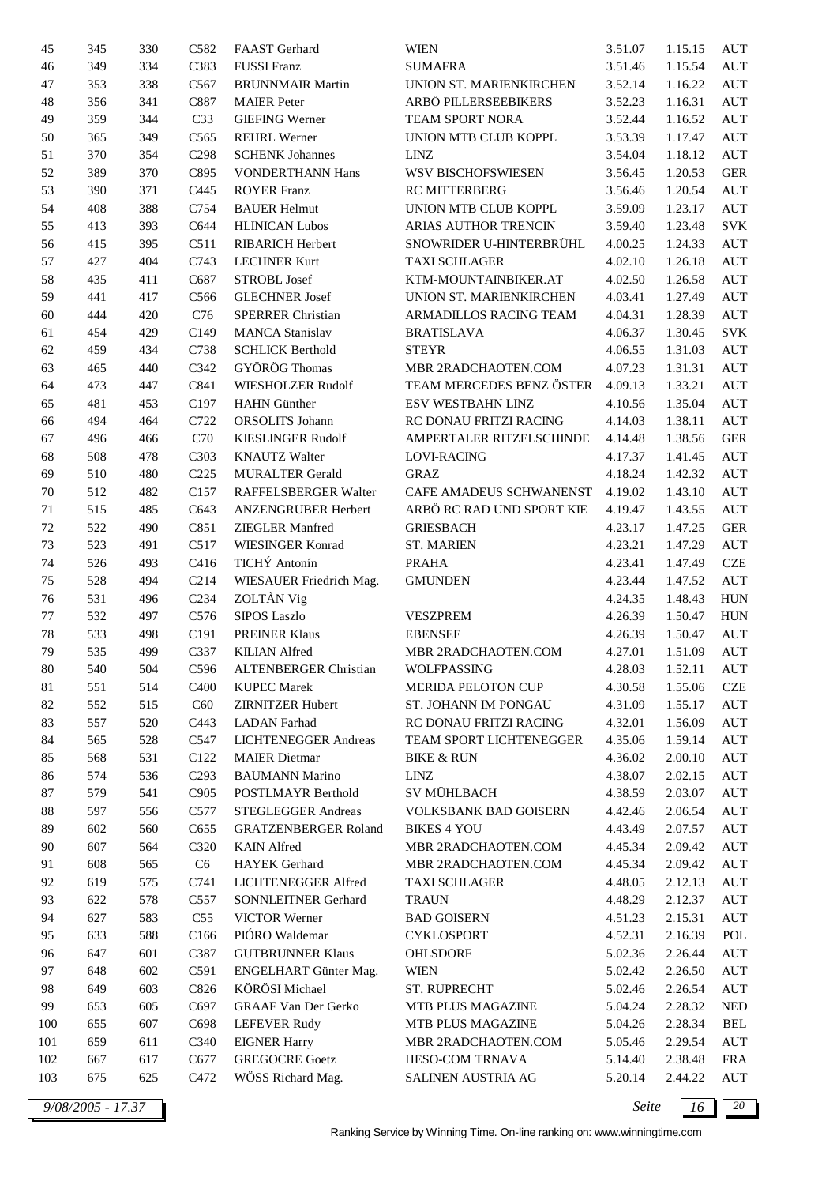| 45 | 345 | 330 | C582 | FAAST Gerhard | WIEN | 3.51.07 | 1.15.15 | AUT |
|---|---|---|---|---|---|---|---|---|
| 46 | 349 | 334 | C383 | FUSSI Franz | SUMAFRA | 3.51.46 | 1.15.54 | AUT |
| 47 | 353 | 338 | C567 | BRUNNMAIR Martin | UNION ST. MARIENKIRCHEN | 3.52.14 | 1.16.22 | AUT |
| 48 | 356 | 341 | C887 | MAIER Peter | ARBÖ PILLERSEEBIKERS | 3.52.23 | 1.16.31 | AUT |
| 49 | 359 | 344 | C33 | GIEFING Werner | TEAM SPORT NORA | 3.52.44 | 1.16.52 | AUT |
| 50 | 365 | 349 | C565 | REHRL Werner | UNION MTB CLUB KOPPL | 3.53.39 | 1.17.47 | AUT |
| 51 | 370 | 354 | C298 | SCHENK Johannes | LINZ | 3.54.04 | 1.18.12 | AUT |
| 52 | 389 | 370 | C895 | VONDERTHANN Hans | WSV BISCHOFSWIESEN | 3.56.45 | 1.20.53 | GER |
| 53 | 390 | 371 | C445 | ROYER Franz | RC MITTERBERG | 3.56.46 | 1.20.54 | AUT |
| 54 | 408 | 388 | C754 | BAUER Helmut | UNION MTB CLUB KOPPL | 3.59.09 | 1.23.17 | AUT |
| 55 | 413 | 393 | C644 | HLINICAN Lubos | ARIAS AUTHOR TRENCIN | 3.59.40 | 1.23.48 | SVK |
| 56 | 415 | 395 | C511 | RIBARICH Herbert | SNOWRIDER U-HINTERBRÜHL | 4.00.25 | 1.24.33 | AUT |
| 57 | 427 | 404 | C743 | LECHNER Kurt | TAXI SCHLAGER | 4.02.10 | 1.26.18 | AUT |
| 58 | 435 | 411 | C687 | STROBL Josef | KTM-MOUNTAINBIKER.AT | 4.02.50 | 1.26.58 | AUT |
| 59 | 441 | 417 | C566 | GLECHNER Josef | UNION ST. MARIENKIRCHEN | 4.03.41 | 1.27.49 | AUT |
| 60 | 444 | 420 | C76 | SPERRER Christian | ARMADILLOS RACING TEAM | 4.04.31 | 1.28.39 | AUT |
| 61 | 454 | 429 | C149 | MANCA Stanislav | BRATISLAVA | 4.06.37 | 1.30.45 | SVK |
| 62 | 459 | 434 | C738 | SCHLICK Berthold | STEYR | 4.06.55 | 1.31.03 | AUT |
| 63 | 465 | 440 | C342 | GYÖRÖG Thomas | MBR 2RADCHAOTEN.COM | 4.07.23 | 1.31.31 | AUT |
| 64 | 473 | 447 | C841 | WIESHOLZER Rudolf | TEAM MERCEDES BENZ ÖSTER | 4.09.13 | 1.33.21 | AUT |
| 65 | 481 | 453 | C197 | HAHN Günther | ESV WESTBAHN LINZ | 4.10.56 | 1.35.04 | AUT |
| 66 | 494 | 464 | C722 | ORSOLITS Johann | RC DONAU FRITZI RACING | 4.14.03 | 1.38.11 | AUT |
| 67 | 496 | 466 | C70 | KIESLINGER Rudolf | AMPERTALER RITZELSCHINDE | 4.14.48 | 1.38.56 | GER |
| 68 | 508 | 478 | C303 | KNAUTZ Walter | LOVI-RACING | 4.17.37 | 1.41.45 | AUT |
| 69 | 510 | 480 | C225 | MURALTER Gerald | GRAZ | 4.18.24 | 1.42.32 | AUT |
| 70 | 512 | 482 | C157 | RAFFELSBERGER Walter | CAFE AMADEUS SCHWANENST | 4.19.02 | 1.43.10 | AUT |
| 71 | 515 | 485 | C643 | ANZENGRUBER Herbert | ARBÖ RC RAD UND SPORT KIE | 4.19.47 | 1.43.55 | AUT |
| 72 | 522 | 490 | C851 | ZIEGLER Manfred | GRIESBACH | 4.23.17 | 1.47.25 | GER |
| 73 | 523 | 491 | C517 | WIESINGER Konrad | ST. MARIEN | 4.23.21 | 1.47.29 | AUT |
| 74 | 526 | 493 | C416 | TICHÝ Antonín | PRAHA | 4.23.41 | 1.47.49 | CZE |
| 75 | 528 | 494 | C214 | WIESAUER Friedrich Mag. | GMUNDEN | 4.23.44 | 1.47.52 | AUT |
| 76 | 531 | 496 | C234 | ZOLTÀN Vig | | 4.24.35 | 1.48.43 | HUN |
| 77 | 532 | 497 | C576 | SIPOS Laszlo | VESZPREM | 4.26.39 | 1.50.47 | HUN |
| 78 | 533 | 498 | C191 | PREINER Klaus | EBENSEE | 4.26.39 | 1.50.47 | AUT |
| 79 | 535 | 499 | C337 | KILIAN Alfred | MBR 2RADCHAOTEN.COM | 4.27.01 | 1.51.09 | AUT |
| 80 | 540 | 504 | C596 | ALTENBERGER Christian | WOLFPASSING | 4.28.03 | 1.52.11 | AUT |
| 81 | 551 | 514 | C400 | KUPEC Marek | MERIDA PELOTON CUP | 4.30.58 | 1.55.06 | CZE |
| 82 | 552 | 515 | C60 | ZIRNITZER Hubert | ST. JOHANN IM PONGAU | 4.31.09 | 1.55.17 | AUT |
| 83 | 557 | 520 | C443 | LADAN Farhad | RC DONAU FRITZI RACING | 4.32.01 | 1.56.09 | AUT |
| 84 | 565 | 528 | C547 | LICHTENEGGER Andreas | TEAM SPORT LICHTENEGGER | 4.35.06 | 1.59.14 | AUT |
| 85 | 568 | 531 | C122 | MAIER Dietmar | BIKE & RUN | 4.36.02 | 2.00.10 | AUT |
| 86 | 574 | 536 | C293 | BAUMANN Marino | LINZ | 4.38.07 | 2.02.15 | AUT |
| 87 | 579 | 541 | C905 | POSTLMAYR Berthold | SV MÜHLBACH | 4.38.59 | 2.03.07 | AUT |
| 88 | 597 | 556 | C577 | STEGLEGGER Andreas | VOLKSBANK BAD GOISERN | 4.42.46 | 2.06.54 | AUT |
| 89 | 602 | 560 | C655 | GRATZENBERGER Roland | BIKES 4 YOU | 4.43.49 | 2.07.57 | AUT |
| 90 | 607 | 564 | C320 | KAIN Alfred | MBR 2RADCHAOTEN.COM | 4.45.34 | 2.09.42 | AUT |
| 91 | 608 | 565 | C6 | HAYEK Gerhard | MBR 2RADCHAOTEN.COM | 4.45.34 | 2.09.42 | AUT |
| 92 | 619 | 575 | C741 | LICHTENEGGER Alfred | TAXI SCHLAGER | 4.48.05 | 2.12.13 | AUT |
| 93 | 622 | 578 | C557 | SONNLEITNER Gerhard | TRAUN | 4.48.29 | 2.12.37 | AUT |
| 94 | 627 | 583 | C55 | VICTOR Werner | BAD GOISERN | 4.51.23 | 2.15.31 | AUT |
| 95 | 633 | 588 | C166 | PIÓRO Waldemar | CYKLOSPORT | 4.52.31 | 2.16.39 | POL |
| 96 | 647 | 601 | C387 | GUTBRUNNER Klaus | OHLSDORF | 5.02.36 | 2.26.44 | AUT |
| 97 | 648 | 602 | C591 | ENGELHART Günter Mag. | WIEN | 5.02.42 | 2.26.50 | AUT |
| 98 | 649 | 603 | C826 | KÖRÖSI Michael | ST. RUPRECHT | 5.02.46 | 2.26.54 | AUT |
| 99 | 653 | 605 | C697 | GRAAF Van Der Gerko | MTB PLUS MAGAZINE | 5.04.24 | 2.28.32 | NED |
| 100 | 655 | 607 | C698 | LEFEVER Rudy | MTB PLUS MAGAZINE | 5.04.26 | 2.28.34 | BEL |
| 101 | 659 | 611 | C340 | EIGNER Harry | MBR 2RADCHAOTEN.COM | 5.05.46 | 2.29.54 | AUT |
| 102 | 667 | 617 | C677 | GREGOCRE Goetz | HESO-COM TRNAVA | 5.14.40 | 2.38.48 | FRA |
| 103 | 675 | 625 | C472 | WÖSS Richard Mag. | SALINEN AUSTRIA AG | 5.20.14 | 2.44.22 | AUT |

*9/08/2005 - 17.37*

Ranking Service by Winning Time. On-line ranking on: www.winningtime.com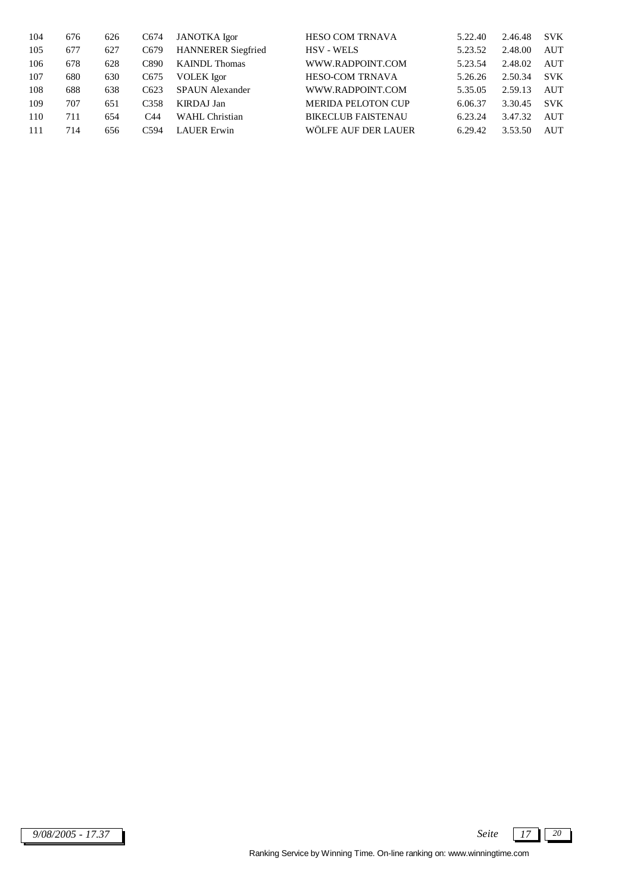| | | | | | | | | |
|---|---|---|---|---|---|---|---|---|
| 104 | 676 | 626 | C674 | JANOTKA Igor | HESO COM TRNAVA | 5.22.40 | 2.46.48 | SVK |
| 105 | 677 | 627 | C679 | HANNERER Siegfried | HSV - WELS | 5.23.52 | 2.48.00 | AUT |
| 106 | 678 | 628 | C890 | KAINDL Thomas | WWW.RADPOINT.COM | 5.23.54 | 2.48.02 | AUT |
| 107 | 680 | 630 | C675 | VOLEK Igor | HESO-COM TRNAVA | 5.26.26 | 2.50.34 | SVK |
| 108 | 688 | 638 | C623 | SPAUN Alexander | WWW.RADPOINT.COM | 5.35.05 | 2.59.13 | AUT |
| 109 | 707 | 651 | C358 | KIRDAJ Jan | MERIDA PELOTON CUP | 6.06.37 | 3.30.45 | SVK |
| 110 | 711 | 654 | C44 | WAHL Christian | BIKECLUB FAISTENAU | 6.23.24 | 3.47.32 | AUT |
| 111 | 714 | 656 | C594 | LAUER Erwin | WÖLFE AUF DER LAUER | 6.29.42 | 3.53.50 | AUT |

9/08/2005 - 17.37

Ranking Service by Winning Time. On-line ranking on: www.winningtime.com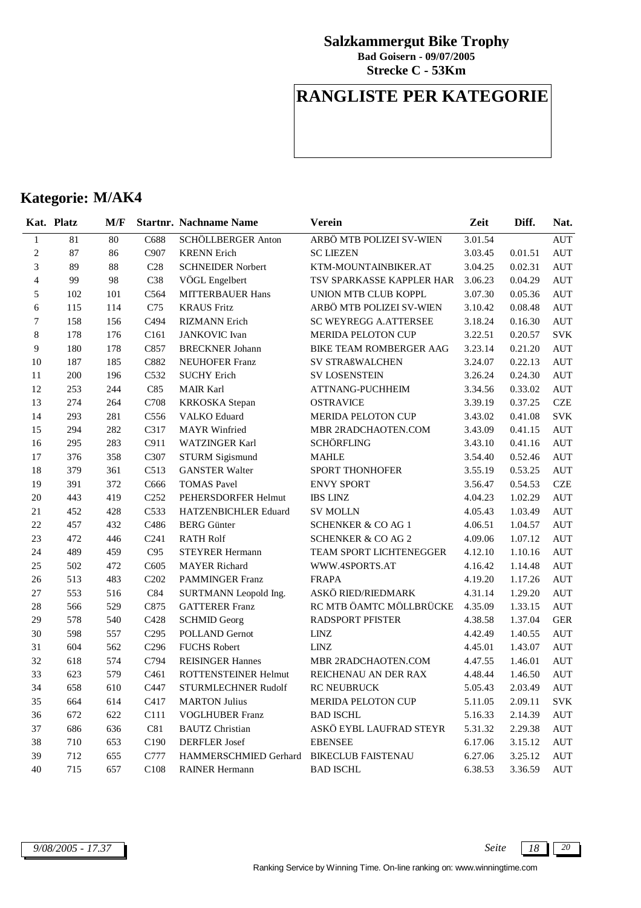# Salzkammergut Bike Trophy

**Bad Goisern - 09/07/2005**

**Strecke C - 53Km**

# RANGLISTE PER KATEGORIE

## Kategorie: M/AK4

| Kat. | Platz | M/F | Startnr. | Nachname Name | Verein | Zeit | Diff. | Nat. |
|---|---|---|---|---|---|---|---|---|
| 1 | 81 | 80 | C688 | SCHÖLLBERGER Anton | ARBÖ MTB POLIZEI SV-WIEN | 3.01.54 | | AUT |
| 2 | 87 | 86 | C907 | KRENN Erich | SC LIEZEN | 3.03.45 | 0.01.51 | AUT |
| 3 | 89 | 88 | C28 | SCHNEIDER Norbert | KTM-MOUNTAINBIKER.AT | 3.04.25 | 0.02.31 | AUT |
| 4 | 99 | 98 | C38 | VÖGL Engelbert | TSV SPARKASSE KAPPLER HAR | 3.06.23 | 0.04.29 | AUT |
| 5 | 102 | 101 | C564 | MITTERBAUER Hans | UNION MTB CLUB KOPPL | 3.07.30 | 0.05.36 | AUT |
| 6 | 115 | 114 | C75 | KRAUS Fritz | ARBÖ MTB POLIZEI SV-WIEN | 3.10.42 | 0.08.48 | AUT |
| 7 | 158 | 156 | C494 | RIZMANN Erich | SC WEYREGG A.ATTERSEE | 3.18.24 | 0.16.30 | AUT |
| 8 | 178 | 176 | C161 | JANKOVIC Ivan | MERIDA PELOTON CUP | 3.22.51 | 0.20.57 | SVK |
| 9 | 180 | 178 | C857 | BRECKNER Johann | BIKE TEAM ROMBERGER AAG | 3.23.14 | 0.21.20 | AUT |
| 10 | 187 | 185 | C882 | NEUHOFER Franz | SV STRAßWALCHEN | 3.24.07 | 0.22.13 | AUT |
| 11 | 200 | 196 | C532 | SUCHY Erich | SV LOSENSTEIN | 3.26.24 | 0.24.30 | AUT |
| 12 | 253 | 244 | C85 | MAIR Karl | ATTNANG-PUCHHEIM | 3.34.56 | 0.33.02 | AUT |
| 13 | 274 | 264 | C708 | KRKOSKA Stepan | OSTRAVICE | 3.39.19 | 0.37.25 | CZE |
| 14 | 293 | 281 | C556 | VALKO Eduard | MERIDA PELOTON CUP | 3.43.02 | 0.41.08 | SVK |
| 15 | 294 | 282 | C317 | MAYR Winfried | MBR 2RADCHAOTEN.COM | 3.43.09 | 0.41.15 | AUT |
| 16 | 295 | 283 | C911 | WATZINGER Karl | SCHÖRFLING | 3.43.10 | 0.41.16 | AUT |
| 17 | 376 | 358 | C307 | STURM Sigismund | MAHLE | 3.54.40 | 0.52.46 | AUT |
| 18 | 379 | 361 | C513 | GANSTER Walter | SPORT THONHOFER | 3.55.19 | 0.53.25 | AUT |
| 19 | 391 | 372 | C666 | TOMAS Pavel | ENVY SPORT | 3.56.47 | 0.54.53 | CZE |
| 20 | 443 | 419 | C252 | PEHERSDORFER Helmut | IBS LINZ | 4.04.23 | 1.02.29 | AUT |
| 21 | 452 | 428 | C533 | HATZENBICHLER Eduard | SV MOLLN | 4.05.43 | 1.03.49 | AUT |
| 22 | 457 | 432 | C486 | BERG Günter | SCHENKER & CO AG 1 | 4.06.51 | 1.04.57 | AUT |
| 23 | 472 | 446 | C241 | RATH Rolf | SCHENKER & CO AG 2 | 4.09.06 | 1.07.12 | AUT |
| 24 | 489 | 459 | C95 | STEYRER Hermann | TEAM SPORT LICHTENEGGER | 4.12.10 | 1.10.16 | AUT |
| 25 | 502 | 472 | C605 | MAYER Richard | WWW.4SPORTS.AT | 4.16.42 | 1.14.48 | AUT |
| 26 | 513 | 483 | C202 | PAMMINGER Franz | FRAPA | 4.19.20 | 1.17.26 | AUT |
| 27 | 553 | 516 | C84 | SURTMANN Leopold Ing. | ASKÖ RIED/RIEDMARK | 4.31.14 | 1.29.20 | AUT |
| 28 | 566 | 529 | C875 | GATTERER Franz | RC MTB ÖAMTC MÖLLBRÜCKE | 4.35.09 | 1.33.15 | AUT |
| 29 | 578 | 540 | C428 | SCHMID Georg | RADSPORT PFISTER | 4.38.58 | 1.37.04 | GER |
| 30 | 598 | 557 | C295 | POLLAND Gernot | LINZ | 4.42.49 | 1.40.55 | AUT |
| 31 | 604 | 562 | C296 | FUCHS Robert | LINZ | 4.45.01 | 1.43.07 | AUT |
| 32 | 618 | 574 | C794 | REISINGER Hannes | MBR 2RADCHAOTEN.COM | 4.47.55 | 1.46.01 | AUT |
| 33 | 623 | 579 | C461 | ROTTENSTEINER Helmut | REICHENAU AN DER RAX | 4.48.44 | 1.46.50 | AUT |
| 34 | 658 | 610 | C447 | STURMLECHNER Rudolf | RC NEUBRUCK | 5.05.43 | 2.03.49 | AUT |
| 35 | 664 | 614 | C417 | MARTON Julius | MERIDA PELOTON CUP | 5.11.05 | 2.09.11 | SVK |
| 36 | 672 | 622 | C111 | VOGLHUBER Franz | BAD ISCHL | 5.16.33 | 2.14.39 | AUT |
| 37 | 686 | 636 | C81 | BAUTZ Christian | ASKÖ EYBL LAUFRAD STEYR | 5.31.32 | 2.29.38 | AUT |
| 38 | 710 | 653 | C190 | DERFLER Josef | EBENSEE | 6.17.06 | 3.15.12 | AUT |
| 39 | 712 | 655 | C777 | HAMMERSCHMIED Gerhard | BIKECLUB FAISTENAU | 6.27.06 | 3.25.12 | AUT |
| 40 | 715 | 657 | C108 | RAINER Hermann | BAD ISCHL | 6.38.53 | 3.36.59 | AUT |

*9/08/2005 - 17.37*

Ranking Service by Winning Time. On-line ranking on: www.winningtime.com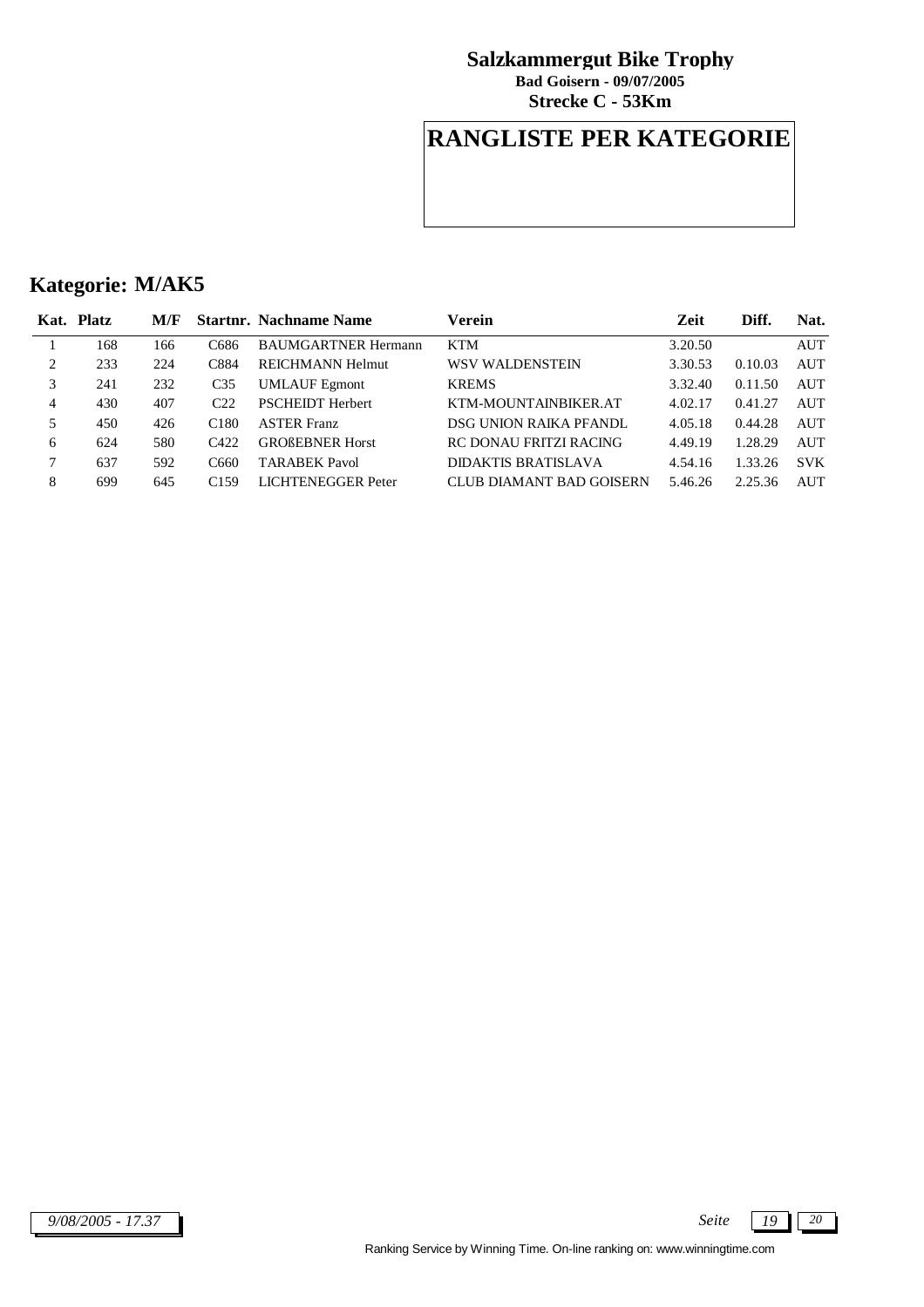**Salzkammergut Bike Trophy**
**Bad Goisern - 09/07/2005**
**Strecke C - 53Km**

# RANGLISTE PER KATEGORIE

## Kategorie: M/AK5

| Kat. | Platz | M/F | Startnr. | Nachname Name | Verein | Zeit | Diff. | Nat. |
|---|---|---|---|---|---|---|---|---|
| 1 | 168 | 166 | C686 | BAUMGARTNER Hermann | KTM | 3.20.50 | | AUT |
| 2 | 233 | 224 | C884 | REICHMANN Helmut | WSV WALDENSTEIN | 3.30.53 | 0.10.03 | AUT |
| 3 | 241 | 232 | C35 | UMLAUF Egmont | KREMS | 3.32.40 | 0.11.50 | AUT |
| 4 | 430 | 407 | C22 | PSCHEIDT Herbert | KTM-MOUNTAINBIKER.AT | 4.02.17 | 0.41.27 | AUT |
| 5 | 450 | 426 | C180 | ASTER Franz | DSG UNION RAIKA PFANDL | 4.05.18 | 0.44.28 | AUT |
| 6 | 624 | 580 | C422 | GROßEBNER Horst | RC DONAU FRITZI RACING | 4.49.19 | 1.28.29 | AUT |
| 7 | 637 | 592 | C660 | TARABEK Pavol | DIDAKTIS BRATISLAVA | 4.54.16 | 1.33.26 | SVK |
| 8 | 699 | 645 | C159 | LICHTENEGGER Peter | CLUB DIAMANT BAD GOISERN | 5.46.26 | 2.25.36 | AUT |

*9/08/2005 - 17.37*

Ranking Service by Winning Time. On-line ranking on: www.winningtime.com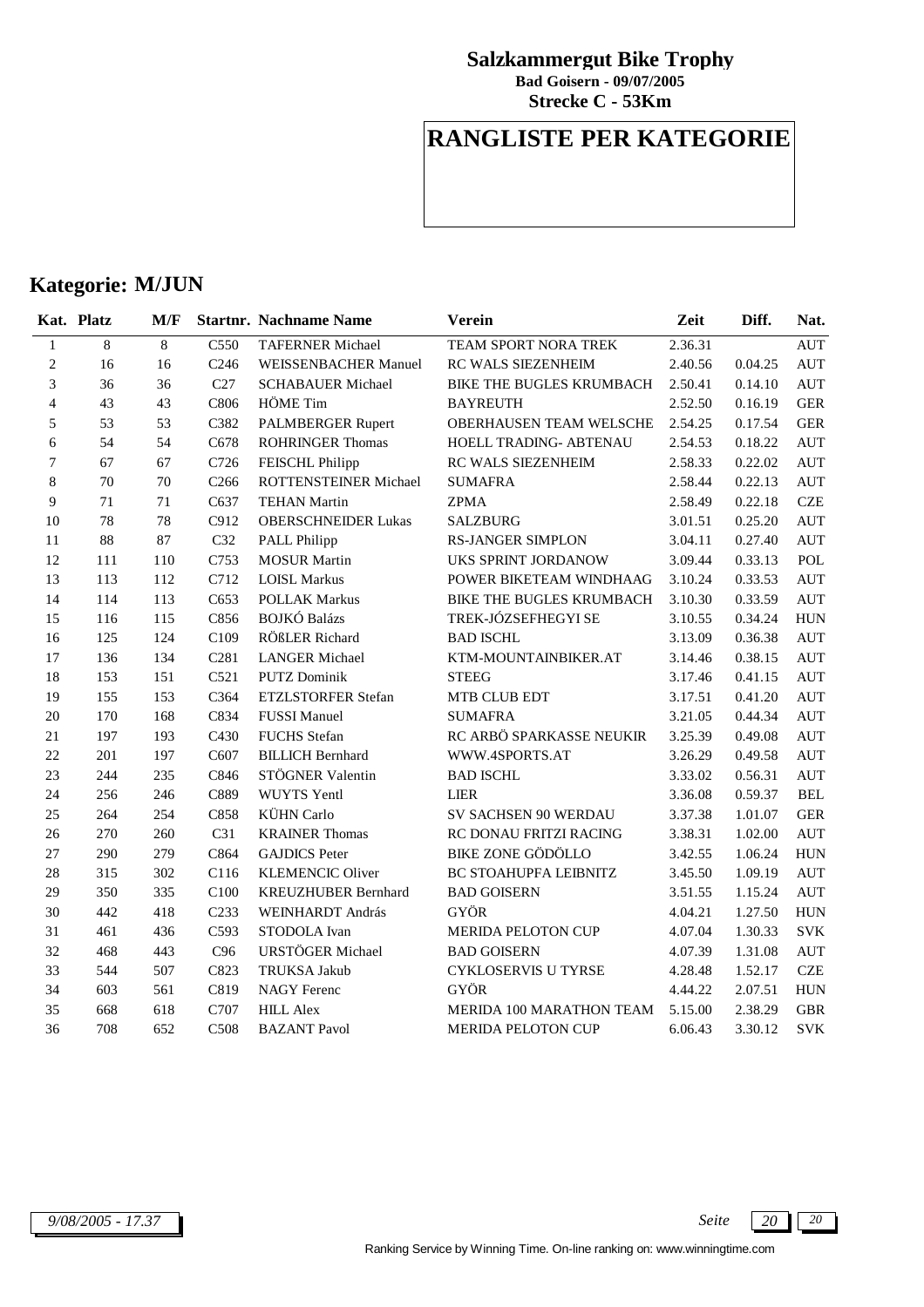**Salzkammergut Bike Trophy**
**Bad Goisern - 09/07/2005**
**Strecke C - 53Km**

# RANGLISTE PER KATEGORIE

## Kategorie: M/JUN

| Kat. | Platz | M/F | Startnr. | Nachname Name | Verein | Zeit | Diff. | Nat. |
|---|---|---|---|---|---|---|---|---|
| 1 | 8 | 8 | C550 | TAFERNER Michael | TEAM SPORT NORA TREK | 2.36.31 | | AUT |
| 2 | 16 | 16 | C246 | WEISSENBACHER Manuel | RC WALS SIEZENHEIM | 2.40.56 | 0.04.25 | AUT |
| 3 | 36 | 36 | C27 | SCHABAUER Michael | BIKE THE BUGLES KRUMBACH | 2.50.41 | 0.14.10 | AUT |
| 4 | 43 | 43 | C806 | HÖME Tim | BAYREUTH | 2.52.50 | 0.16.19 | GER |
| 5 | 53 | 53 | C382 | PALMBERGER Rupert | OBERHAUSEN TEAM WELSCHE | 2.54.25 | 0.17.54 | GER |
| 6 | 54 | 54 | C678 | ROHRINGER Thomas | HOELL TRADING- ABTENAU | 2.54.53 | 0.18.22 | AUT |
| 7 | 67 | 67 | C726 | FEISCHL Philipp | RC WALS SIEZENHEIM | 2.58.33 | 0.22.02 | AUT |
| 8 | 70 | 70 | C266 | ROTTENSTEINER Michael | SUMAFRA | 2.58.44 | 0.22.13 | AUT |
| 9 | 71 | 71 | C637 | TEHAN Martin | ZPMA | 2.58.49 | 0.22.18 | CZE |
| 10 | 78 | 78 | C912 | OBERSCHNEIDER Lukas | SALZBURG | 3.01.51 | 0.25.20 | AUT |
| 11 | 88 | 87 | C32 | PALL Philipp | RS-JANGER SIMPLON | 3.04.11 | 0.27.40 | AUT |
| 12 | 111 | 110 | C753 | MOSUR Martin | UKS SPRINT JORDANOW | 3.09.44 | 0.33.13 | POL |
| 13 | 113 | 112 | C712 | LOISL Markus | POWER BIKETEAM WINDHAAG | 3.10.24 | 0.33.53 | AUT |
| 14 | 114 | 113 | C653 | POLLAK Markus | BIKE THE BUGLES KRUMBACH | 3.10.30 | 0.33.59 | AUT |
| 15 | 116 | 115 | C856 | BOJKÓ Balázs | TREK-JÓZSEFHEGYI SE | 3.10.55 | 0.34.24 | HUN |
| 16 | 125 | 124 | C109 | RÖßLER Richard | BAD ISCHL | 3.13.09 | 0.36.38 | AUT |
| 17 | 136 | 134 | C281 | LANGER Michael | KTM-MOUNTAINBIKER.AT | 3.14.46 | 0.38.15 | AUT |
| 18 | 153 | 151 | C521 | PUTZ Dominik | STEEG | 3.17.46 | 0.41.15 | AUT |
| 19 | 155 | 153 | C364 | ETZLSTORFER Stefan | MTB CLUB EDT | 3.17.51 | 0.41.20 | AUT |
| 20 | 170 | 168 | C834 | FUSSI Manuel | SUMAFRA | 3.21.05 | 0.44.34 | AUT |
| 21 | 197 | 193 | C430 | FUCHS Stefan | RC ARBÖ SPARKASSE NEUKIR | 3.25.39 | 0.49.08 | AUT |
| 22 | 201 | 197 | C607 | BILLICH Bernhard | WWW.4SPORTS.AT | 3.26.29 | 0.49.58 | AUT |
| 23 | 244 | 235 | C846 | STÖGNER Valentin | BAD ISCHL | 3.33.02 | 0.56.31 | AUT |
| 24 | 256 | 246 | C889 | WUYTS Yentl | LIER | 3.36.08 | 0.59.37 | BEL |
| 25 | 264 | 254 | C858 | KÜHN Carlo | SV SACHSEN 90 WERDAU | 3.37.38 | 1.01.07 | GER |
| 26 | 270 | 260 | C31 | KRAINER Thomas | RC DONAU FRITZI RACING | 3.38.31 | 1.02.00 | AUT |
| 27 | 290 | 279 | C864 | GAJDICS Peter | BIKE ZONE GÖDÖLLO | 3.42.55 | 1.06.24 | HUN |
| 28 | 315 | 302 | C116 | KLEMENCIC Oliver | BC STOAHUPFA LEIBNITZ | 3.45.50 | 1.09.19 | AUT |
| 29 | 350 | 335 | C100 | KREUZHUBER Bernhard | BAD GOISERN | 3.51.55 | 1.15.24 | AUT |
| 30 | 442 | 418 | C233 | WEINHARDT András | GYÖR | 4.04.21 | 1.27.50 | HUN |
| 31 | 461 | 436 | C593 | STODOLA Ivan | MERIDA PELOTON CUP | 4.07.04 | 1.30.33 | SVK |
| 32 | 468 | 443 | C96 | URSTÖGER Michael | BAD GOISERN | 4.07.39 | 1.31.08 | AUT |
| 33 | 544 | 507 | C823 | TRUKSA Jakub | CYKLOSERVIS U TYRSE | 4.28.48 | 1.52.17 | CZE |
| 34 | 603 | 561 | C819 | NAGY Ferenc | GYÖR | 4.44.22 | 2.07.51 | HUN |
| 35 | 668 | 618 | C707 | HILL Alex | MERIDA 100 MARATHON TEAM | 5.15.00 | 2.38.29 | GBR |
| 36 | 708 | 652 | C508 | BAZANT Pavol | MERIDA PELOTON CUP | 6.06.43 | 3.30.12 | SVK |

*9/08/2005 - 17.37*

Ranking Service by Winning Time. On-line ranking on: www.winningtime.com